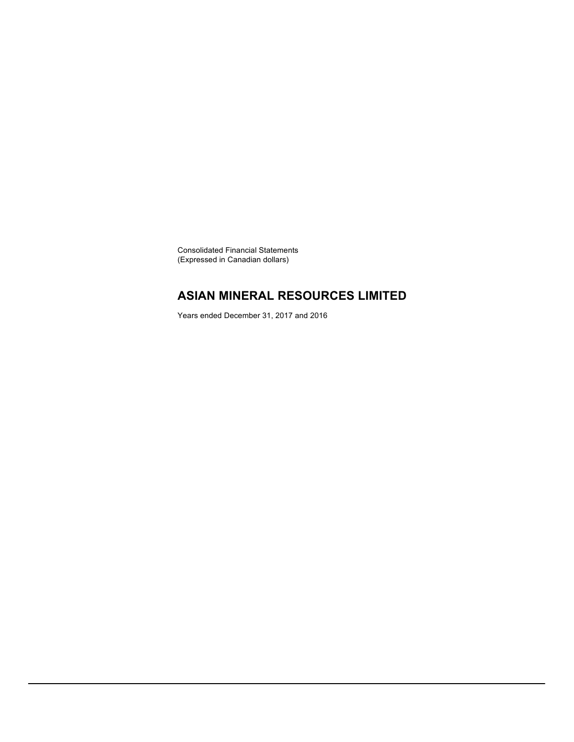Consolidated Financial Statements
(Expressed in Canadian dollars)

# ASIAN MINERAL RESOURCES LIMITED

Years ended December 31, 2017 and 2016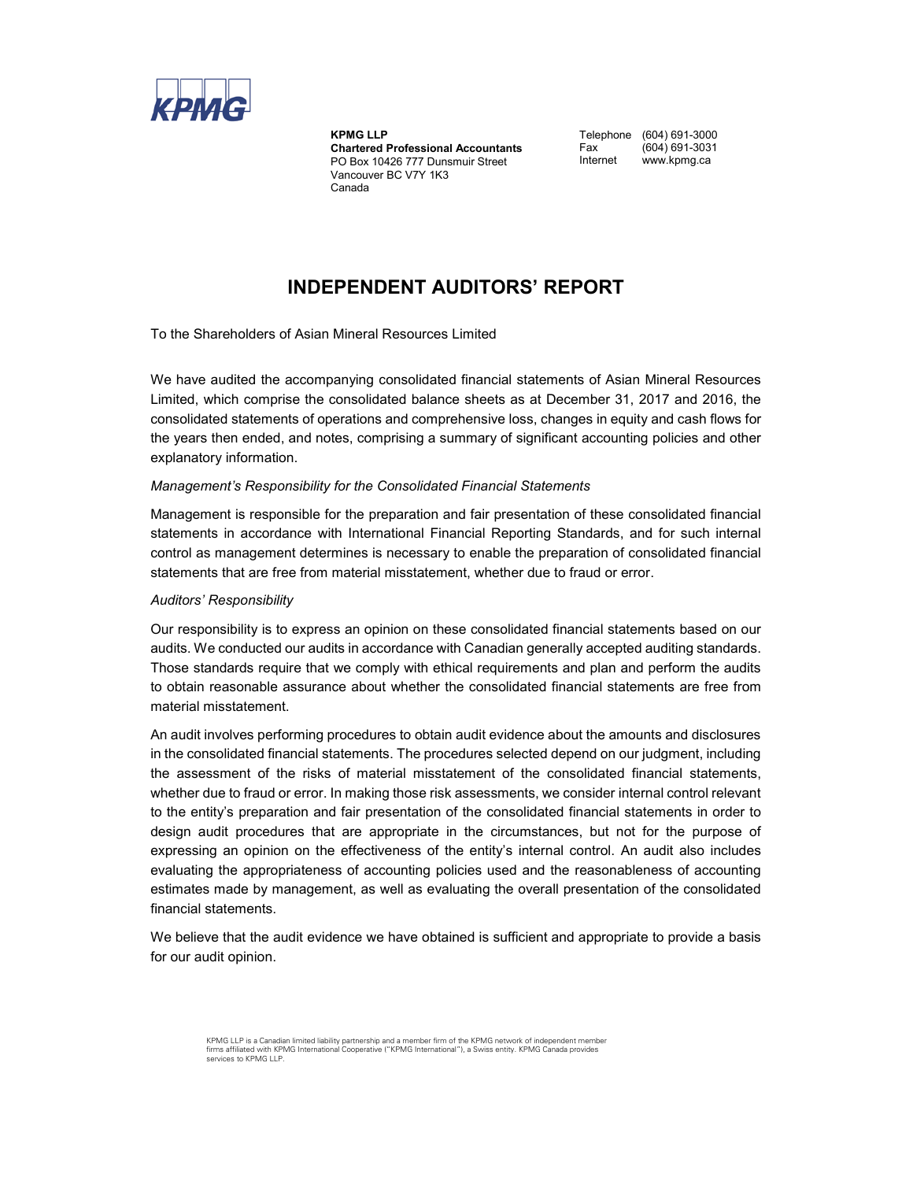KPMG

**KPMG LLP**
**Chartered Professional Accountants**
PO Box 10426 777 Dunsmuir Street
Vancouver BC V7Y 1K3
Canada

Telephone (604) 691-3000
Fax (604) 691-3031
Internet www.kpmg.ca

# INDEPENDENT AUDITORS' REPORT

To the Shareholders of Asian Mineral Resources Limited

We have audited the accompanying consolidated financial statements of Asian Mineral Resources Limited, which comprise the consolidated balance sheets as at December 31, 2017 and 2016, the consolidated statements of operations and comprehensive loss, changes in equity and cash flows for the years then ended, and notes, comprising a summary of significant accounting policies and other explanatory information.

*Management's Responsibility for the Consolidated Financial Statements*

Management is responsible for the preparation and fair presentation of these consolidated financial statements in accordance with International Financial Reporting Standards, and for such internal control as management determines is necessary to enable the preparation of consolidated financial statements that are free from material misstatement, whether due to fraud or error.

*Auditors' Responsibility*

Our responsibility is to express an opinion on these consolidated financial statements based on our audits. We conducted our audits in accordance with Canadian generally accepted auditing standards. Those standards require that we comply with ethical requirements and plan and perform the audits to obtain reasonable assurance about whether the consolidated financial statements are free from material misstatement.

An audit involves performing procedures to obtain audit evidence about the amounts and disclosures in the consolidated financial statements. The procedures selected depend on our judgment, including the assessment of the risks of material misstatement of the consolidated financial statements, whether due to fraud or error. In making those risk assessments, we consider internal control relevant to the entity's preparation and fair presentation of the consolidated financial statements in order to design audit procedures that are appropriate in the circumstances, but not for the purpose of expressing an opinion on the effectiveness of the entity's internal control. An audit also includes evaluating the appropriateness of accounting policies used and the reasonableness of accounting estimates made by management, as well as evaluating the overall presentation of the consolidated financial statements.

We believe that the audit evidence we have obtained is sufficient and appropriate to provide a basis for our audit opinion.

KPMG LLP is a Canadian limited liability partnership and a member firm of the KPMG network of independent member firms affiliated with KPMG International Cooperative ("KPMG International"), a Swiss entity. KPMG Canada provides services to KPMG LLP.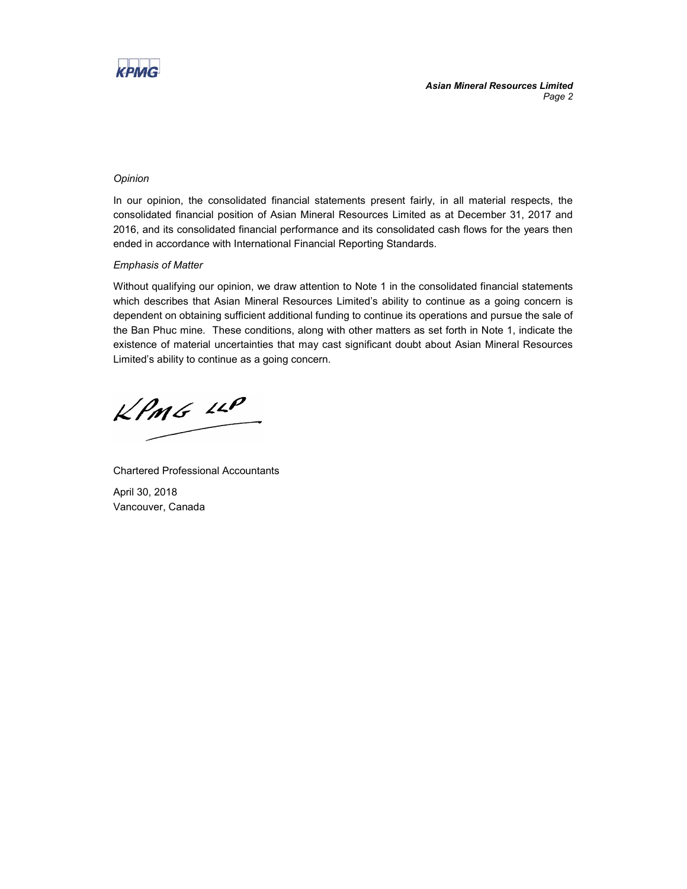*Opinion*

In our opinion, the consolidated financial statements present fairly, in all material respects, the consolidated financial position of Asian Mineral Resources Limited as at December 31, 2017 and 2016, and its consolidated financial performance and its consolidated cash flows for the years then ended in accordance with International Financial Reporting Standards.

*Emphasis of Matter*

Without qualifying our opinion, we draw attention to Note 1 in the consolidated financial statements which describes that Asian Mineral Resources Limited's ability to continue as a going concern is dependent on obtaining sufficient additional funding to continue its operations and pursue the sale of the Ban Phuc mine. These conditions, along with other matters as set forth in Note 1, indicate the existence of material uncertainties that may cast significant doubt about Asian Mineral Resources Limited's ability to continue as a going concern.

KPMG LLP

Chartered Professional Accountants

April 30, 2018
Vancouver, Canada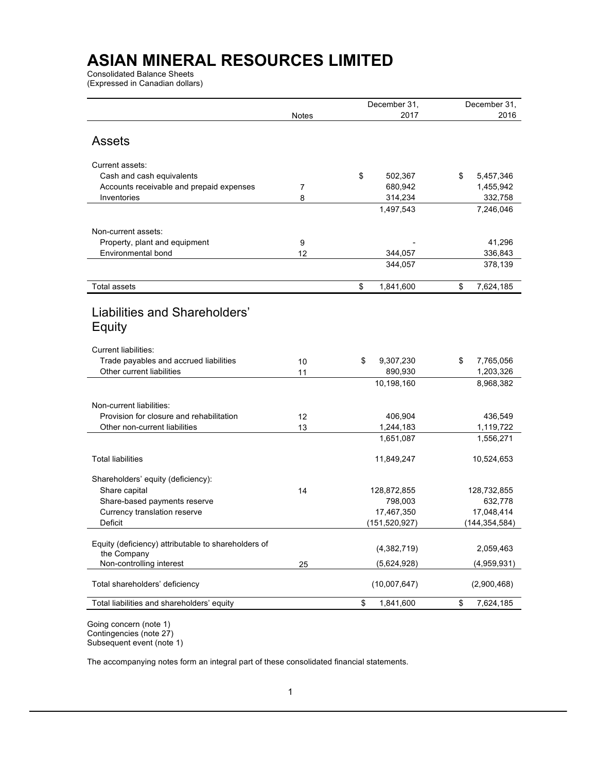# ASIAN MINERAL RESOURCES LIMITED

Consolidated Balance Sheets
(Expressed in Canadian dollars)

| | Notes | December 31, 2017 | December 31, 2016 |
|---|---|---|---|
| **Assets** | | | |
| Current assets: | | | |
| Cash and cash equivalents | | $ 502,367 | $ 5,457,346 |
| Accounts receivable and prepaid expenses | 7 | 680,942 | 1,455,942 |
| Inventories | 8 | 314,234 | 332,758 |
| | | 1,497,543 | 7,246,046 |
| Non-current assets: | | | |
| Property, plant and equipment | 9 | - | 41,296 |
| Environmental bond | 12 | 344,057 | 336,843 |
| | | 344,057 | 378,139 |
| Total assets | | $ 1,841,600 | $ 7,624,185 |
| **Liabilities and Shareholders' Equity** | | | |
| Current liabilities: | | | |
| Trade payables and accrued liabilities | 10 | $ 9,307,230 | $ 7,765,056 |
| Other current liabilities | 11 | 890,930 | 1,203,326 |
| | | 10,198,160 | 8,968,382 |
| Non-current liabilities: | | | |
| Provision for closure and rehabilitation | 12 | 406,904 | 436,549 |
| Other non-current liabilities | 13 | 1,244,183 | 1,119,722 |
| | | 1,651,087 | 1,556,271 |
| Total liabilities | | 11,849,247 | 10,524,653 |
| Shareholders' equity (deficiency): | | | |
| Share capital | 14 | 128,872,855 | 128,732,855 |
| Share-based payments reserve | | 798,003 | 632,778 |
| Currency translation reserve | | 17,467,350 | 17,048,414 |
| Deficit | | (151,520,927) | (144,354,584) |
| Equity (deficiency) attributable to shareholders of the Company | | (4,382,719) | 2,059,463 |
| Non-controlling interest | 25 | (5,624,928) | (4,959,931) |
| Total shareholders' deficiency | | (10,007,647) | (2,900,468) |
| Total liabilities and shareholders' equity | | $ 1,841,600 | $ 7,624,185 |

Going concern (note 1)
Contingencies (note 27)
Subsequent event (note 1)

The accompanying notes form an integral part of these consolidated financial statements.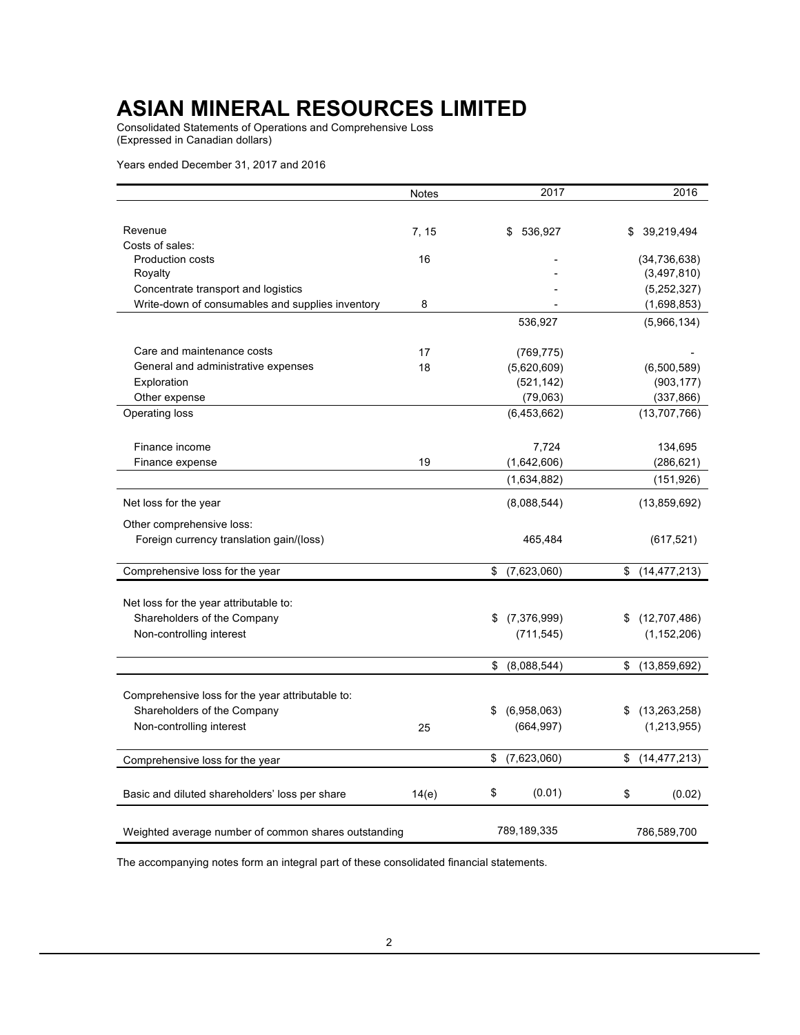# ASIAN MINERAL RESOURCES LIMITED

Consolidated Statements of Operations and Comprehensive Loss
(Expressed in Canadian dollars)

Years ended December 31, 2017 and 2016

| | Notes | 2017 | 2016 |
|---|---|---|---|
| Revenue | 7, 15 | $ 536,927 | $ 39,219,494 |
| Costs of sales: | | | |
| Production costs | 16 | - | (34,736,638) |
| Royalty | | - | (3,497,810) |
| Concentrate transport and logistics | | - | (5,252,327) |
| Write-down of consumables and supplies inventory | 8 | - | (1,698,853) |
| | | 536,927 | (5,966,134) |
| Care and maintenance costs | 17 | (769,775) | - |
| General and administrative expenses | 18 | (5,620,609) | (6,500,589) |
| Exploration | | (521,142) | (903,177) |
| Other expense | | (79,063) | (337,866) |
| Operating loss | | (6,453,662) | (13,707,766) |
| Finance income | | 7,724 | 134,695 |
| Finance expense | 19 | (1,642,606) | (286,621) |
| | | (1,634,882) | (151,926) |
| Net loss for the year | | (8,088,544) | (13,859,692) |
| Other comprehensive loss: | | | |
| Foreign currency translation gain/(loss) | | 465,484 | (617,521) |
| Comprehensive loss for the year | | $ (7,623,060) | $ (14,477,213) |
| Net loss for the year attributable to: | | | |
| Shareholders of the Company | | $ (7,376,999) | $ (12,707,486) |
| Non-controlling interest | | (711,545) | (1,152,206) |
| | | $ (8,088,544) | $ (13,859,692) |
| Comprehensive loss for the year attributable to: | | | |
| Shareholders of the Company | | $ (6,958,063) | $ (13,263,258) |
| Non-controlling interest | 25 | (664,997) | (1,213,955) |
| Comprehensive loss for the year | | $ (7,623,060) | $ (14,477,213) |
| Basic and diluted shareholders' loss per share | 14(e) | $ (0.01) | $ (0.02) |
| Weighted average number of common shares outstanding | | 789,189,335 | 786,589,700 |

The accompanying notes form an integral part of these consolidated financial statements.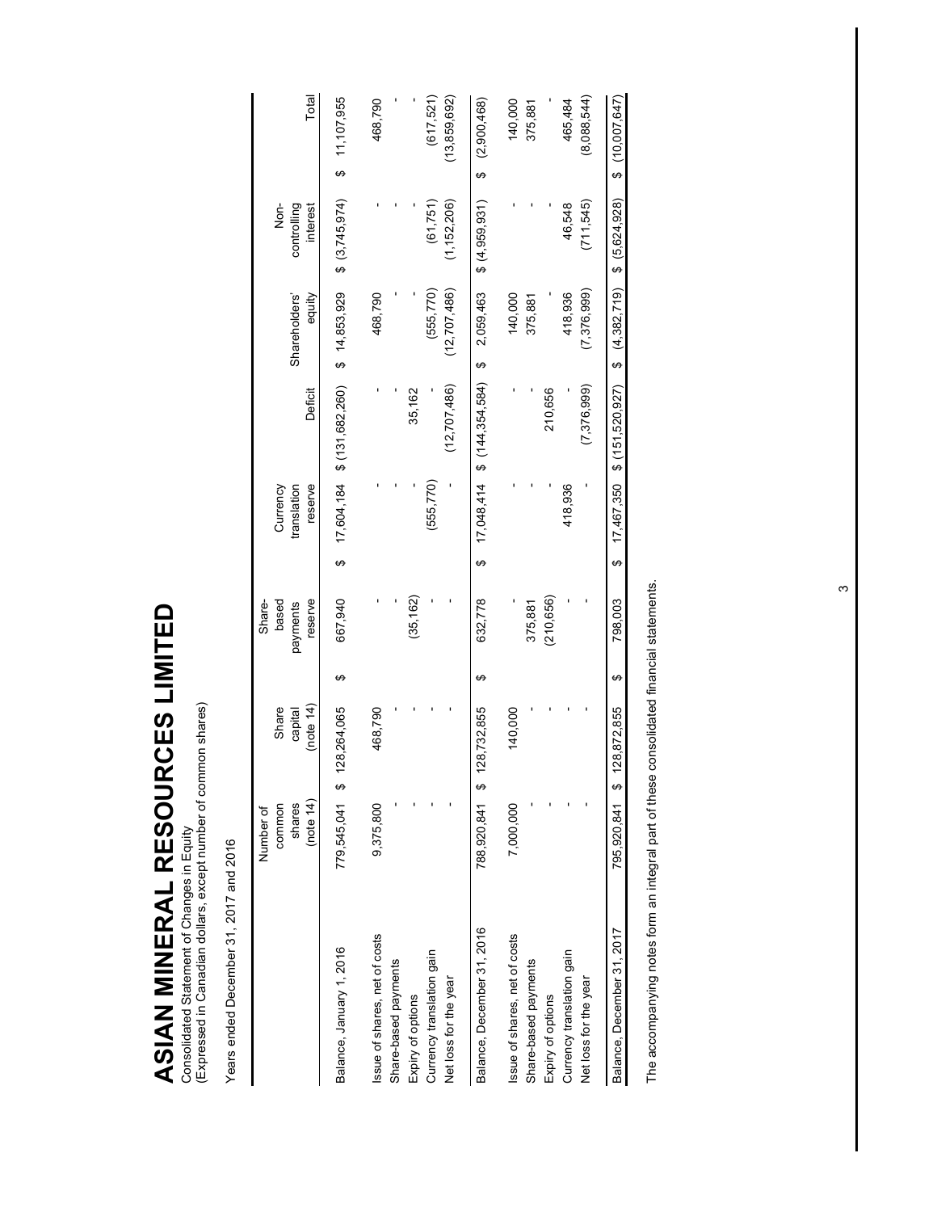# ASIAN MINERAL RESOURCES LIMITED

Consolidated Statement of Changes in Equity
(Expressed in Canadian dollars, except number of common shares)

Years ended December 31, 2017 and 2016

| | Number of common shares (note 14) | Share capital (note 14) | Share-based payments reserve | Currency translation reserve | Deficit | Shareholders' equity | Non-controlling interest | Total |
|---|---|---|---|---|---|---|---|---|
| Balance, January 1, 2016 | 779,545,041 | $ 128,264,065 | $ 667,940 | $ 17,604,184 | $ (131,682,260) | $ 14,853,929 | $ (3,745,974) | $ 11,107,955 |
| Issue of shares, net of costs | 9,375,800 | 468,790 | - | - | - | 468,790 | - | 468,790 |
| Share-based payments | - | - | - | - | - | - | - | - |
| Expiry of options | - | - | (35,162) | - | 35,162 | - | - | - |
| Currency translation gain | - | - | - | (555,770) | - | (555,770) | (61,751) | (617,521) |
| Net loss for the year | - | - | - | - | (12,707,486) | (12,707,486) | (1,152,206) | (13,859,692) |
| Balance, December 31, 2016 | 788,920,841 | $ 128,732,855 | $ 632,778 | $ 17,048,414 | $ (144,354,584) | $ 2,059,463 | $ (4,959,931) | $ (2,900,468) |
| Issue of shares, net of costs | 7,000,000 | 140,000 | - | - | - | 140,000 | - | 140,000 |
| Share-based payments | - | - | 375,881 | - | - | 375,881 | - | 375,881 |
| Expiry of options | - | - | (210,656) | - | 210,656 | - | - | - |
| Currency translation gain | - | - | - | 418,936 | - | 418,936 | 46,548 | 465,484 |
| Net loss for the year | - | - | - | - | (7,376,999) | (7,376,999) | (711,545) | (8,088,544) |
| Balance, December 31, 2017 | 795,920,841 | $ 128,872,855 | $ 798,003 | $ 17,467,350 | $ (151,520,927) | $ (4,382,719) | $ (5,624,928) | $ (10,007,647) |

The accompanying notes form an integral part of these consolidated financial statements.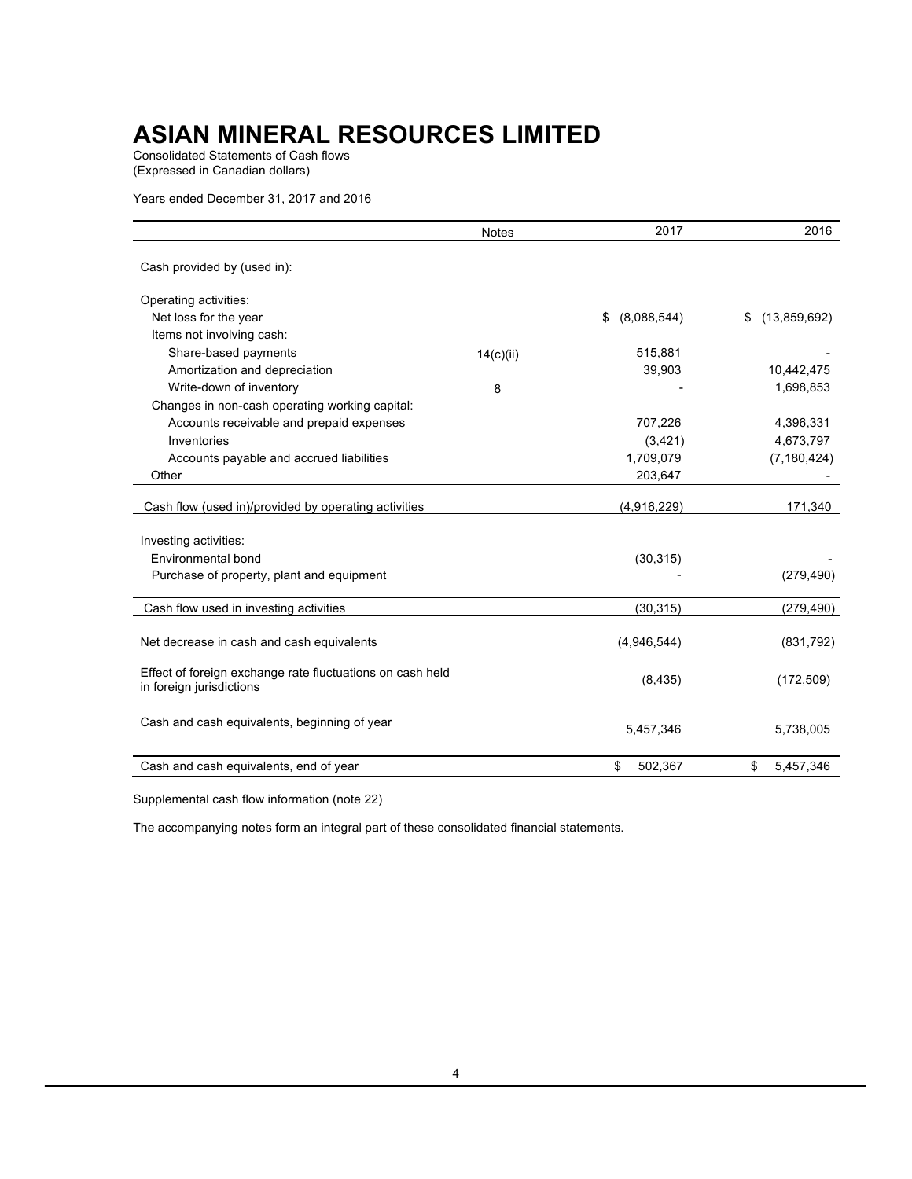# ASIAN MINERAL RESOURCES LIMITED

Consolidated Statements of Cash flows
(Expressed in Canadian dollars)

Years ended December 31, 2017 and 2016

| | Notes | 2017 | 2016 |
|---|---|---|---|
| Cash provided by (used in): | | | |
| Operating activities: | | | |
| Net loss for the year | | $ (8,088,544) | $ (13,859,692) |
| Items not involving cash: | | | |
| Share-based payments | 14(c)(ii) | 515,881 | - |
| Amortization and depreciation | | 39,903 | 10,442,475 |
| Write-down of inventory | 8 | - | 1,698,853 |
| Changes in non-cash operating working capital: | | | |
| Accounts receivable and prepaid expenses | | 707,226 | 4,396,331 |
| Inventories | | (3,421) | 4,673,797 |
| Accounts payable and accrued liabilities | | 1,709,079 | (7,180,424) |
| Other | | 203,647 | - |
| Cash flow (used in)/provided by operating activities | | (4,916,229) | 171,340 |
| Investing activities: | | | |
| Environmental bond | | (30,315) | - |
| Purchase of property, plant and equipment | | - | (279,490) |
| Cash flow used in investing activities | | (30,315) | (279,490) |
| Net decrease in cash and cash equivalents | | (4,946,544) | (831,792) |
| Effect of foreign exchange rate fluctuations on cash held in foreign jurisdictions | | (8,435) | (172,509) |
| Cash and cash equivalents, beginning of year | | 5,457,346 | 5,738,005 |
| Cash and cash equivalents, end of year | | $ 502,367 | $ 5,457,346 |

Supplemental cash flow information (note 22)

The accompanying notes form an integral part of these consolidated financial statements.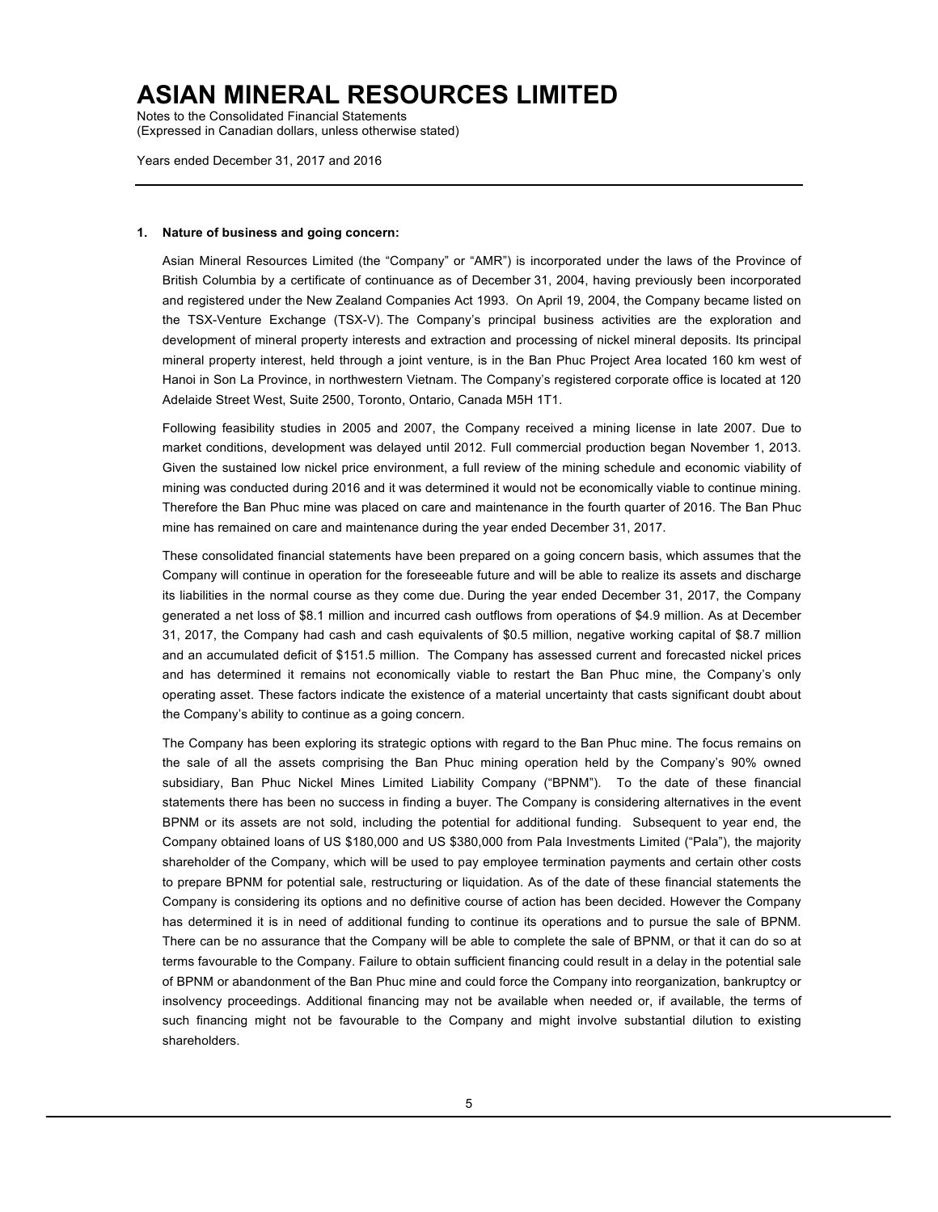### 1. Nature of business and going concern:

Asian Mineral Resources Limited (the "Company" or "AMR") is incorporated under the laws of the Province of British Columbia by a certificate of continuance as of December 31, 2004, having previously been incorporated and registered under the New Zealand Companies Act 1993. On April 19, 2004, the Company became listed on the TSX-Venture Exchange (TSX-V). The Company's principal business activities are the exploration and development of mineral property interests and extraction and processing of nickel mineral deposits. Its principal mineral property interest, held through a joint venture, is in the Ban Phuc Project Area located 160 km west of Hanoi in Son La Province, in northwestern Vietnam. The Company's registered corporate office is located at 120 Adelaide Street West, Suite 2500, Toronto, Ontario, Canada M5H 1T1.

Following feasibility studies in 2005 and 2007, the Company received a mining license in late 2007. Due to market conditions, development was delayed until 2012. Full commercial production began November 1, 2013. Given the sustained low nickel price environment, a full review of the mining schedule and economic viability of mining was conducted during 2016 and it was determined it would not be economically viable to continue mining. Therefore the Ban Phuc mine was placed on care and maintenance in the fourth quarter of 2016. The Ban Phuc mine has remained on care and maintenance during the year ended December 31, 2017.

These consolidated financial statements have been prepared on a going concern basis, which assumes that the Company will continue in operation for the foreseeable future and will be able to realize its assets and discharge its liabilities in the normal course as they come due. During the year ended December 31, 2017, the Company generated a net loss of $8.1 million and incurred cash outflows from operations of $4.9 million. As at December 31, 2017, the Company had cash and cash equivalents of $0.5 million, negative working capital of $8.7 million and an accumulated deficit of $151.5 million. The Company has assessed current and forecasted nickel prices and has determined it remains not economically viable to restart the Ban Phuc mine, the Company's only operating asset. These factors indicate the existence of a material uncertainty that casts significant doubt about the Company's ability to continue as a going concern.

The Company has been exploring its strategic options with regard to the Ban Phuc mine. The focus remains on the sale of all the assets comprising the Ban Phuc mining operation held by the Company's 90% owned subsidiary, Ban Phuc Nickel Mines Limited Liability Company ("BPNM"). To the date of these financial statements there has been no success in finding a buyer. The Company is considering alternatives in the event BPNM or its assets are not sold, including the potential for additional funding. Subsequent to year end, the Company obtained loans of US $180,000 and US $380,000 from Pala Investments Limited ("Pala"), the majority shareholder of the Company, which will be used to pay employee termination payments and certain other costs to prepare BPNM for potential sale, restructuring or liquidation. As of the date of these financial statements the Company is considering its options and no definitive course of action has been decided. However the Company has determined it is in need of additional funding to continue its operations and to pursue the sale of BPNM. There can be no assurance that the Company will be able to complete the sale of BPNM, or that it can do so at terms favourable to the Company. Failure to obtain sufficient financing could result in a delay in the potential sale of BPNM or abandonment of the Ban Phuc mine and could force the Company into reorganization, bankruptcy or insolvency proceedings. Additional financing may not be available when needed or, if available, the terms of such financing might not be favourable to the Company and might involve substantial dilution to existing shareholders.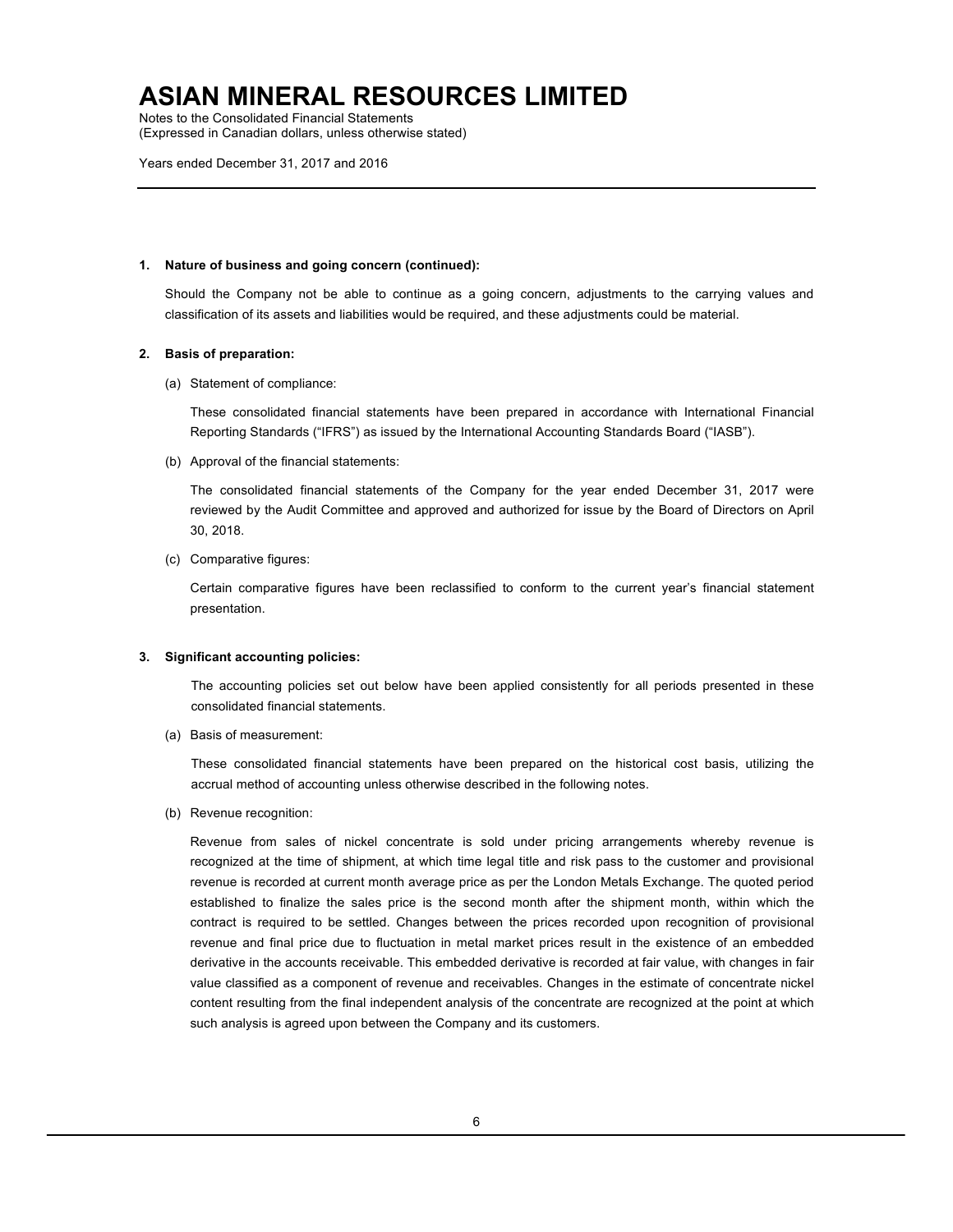## 1. Nature of business and going concern (continued):

Should the Company not be able to continue as a going concern, adjustments to the carrying values and classification of its assets and liabilities would be required, and these adjustments could be material.

## 2. Basis of preparation:

(a) Statement of compliance:

These consolidated financial statements have been prepared in accordance with International Financial Reporting Standards ("IFRS") as issued by the International Accounting Standards Board ("IASB").

(b) Approval of the financial statements:

The consolidated financial statements of the Company for the year ended December 31, 2017 were reviewed by the Audit Committee and approved and authorized for issue by the Board of Directors on April 30, 2018.

(c) Comparative figures:

Certain comparative figures have been reclassified to conform to the current year's financial statement presentation.

## 3. Significant accounting policies:

The accounting policies set out below have been applied consistently for all periods presented in these consolidated financial statements.

(a) Basis of measurement:

These consolidated financial statements have been prepared on the historical cost basis, utilizing the accrual method of accounting unless otherwise described in the following notes.

(b) Revenue recognition:

Revenue from sales of nickel concentrate is sold under pricing arrangements whereby revenue is recognized at the time of shipment, at which time legal title and risk pass to the customer and provisional revenue is recorded at current month average price as per the London Metals Exchange. The quoted period established to finalize the sales price is the second month after the shipment month, within which the contract is required to be settled. Changes between the prices recorded upon recognition of provisional revenue and final price due to fluctuation in metal market prices result in the existence of an embedded derivative in the accounts receivable. This embedded derivative is recorded at fair value, with changes in fair value classified as a component of revenue and receivables. Changes in the estimate of concentrate nickel content resulting from the final independent analysis of the concentrate are recognized at the point at which such analysis is agreed upon between the Company and its customers.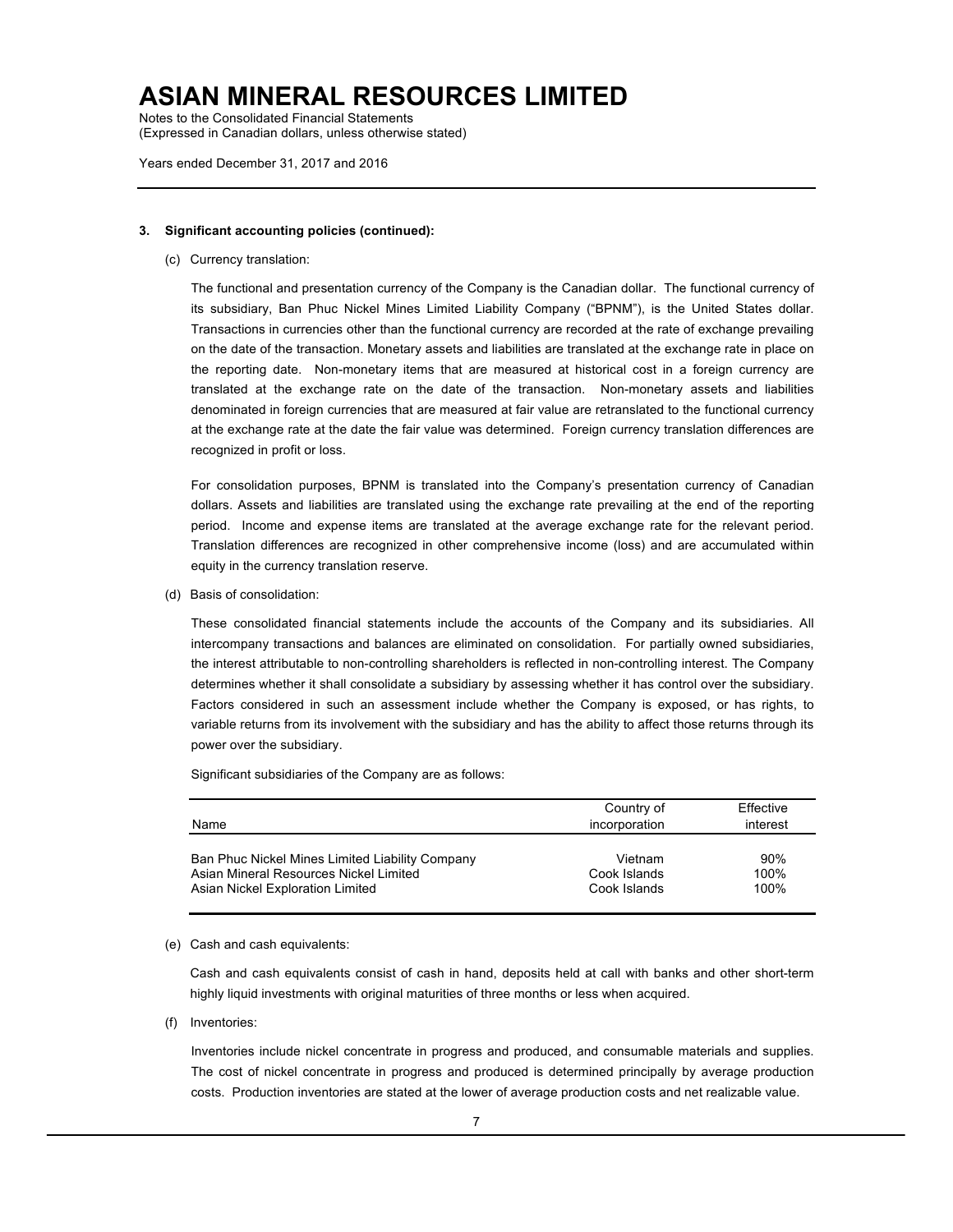### 3. Significant accounting policies (continued):

(c) Currency translation:

The functional and presentation currency of the Company is the Canadian dollar. The functional currency of its subsidiary, Ban Phuc Nickel Mines Limited Liability Company ("BPNM"), is the United States dollar. Transactions in currencies other than the functional currency are recorded at the rate of exchange prevailing on the date of the transaction. Monetary assets and liabilities are translated at the exchange rate in place on the reporting date. Non-monetary items that are measured at historical cost in a foreign currency are translated at the exchange rate on the date of the transaction. Non-monetary assets and liabilities denominated in foreign currencies that are measured at fair value are retranslated to the functional currency at the exchange rate at the date the fair value was determined. Foreign currency translation differences are recognized in profit or loss.

For consolidation purposes, BPNM is translated into the Company's presentation currency of Canadian dollars. Assets and liabilities are translated using the exchange rate prevailing at the end of the reporting period. Income and expense items are translated at the average exchange rate for the relevant period. Translation differences are recognized in other comprehensive income (loss) and are accumulated within equity in the currency translation reserve.

(d) Basis of consolidation:

These consolidated financial statements include the accounts of the Company and its subsidiaries. All intercompany transactions and balances are eliminated on consolidation. For partially owned subsidiaries, the interest attributable to non-controlling shareholders is reflected in non-controlling interest. The Company determines whether it shall consolidate a subsidiary by assessing whether it has control over the subsidiary. Factors considered in such an assessment include whether the Company is exposed, or has rights, to variable returns from its involvement with the subsidiary and has the ability to affect those returns through its power over the subsidiary.

Significant subsidiaries of the Company are as follows:

| Name | Country of incorporation | Effective interest |
|---|---|---|
| Ban Phuc Nickel Mines Limited Liability Company | Vietnam | 90% |
| Asian Mineral Resources Nickel Limited | Cook Islands | 100% |
| Asian Nickel Exploration Limited | Cook Islands | 100% |

(e) Cash and cash equivalents:

Cash and cash equivalents consist of cash in hand, deposits held at call with banks and other short-term highly liquid investments with original maturities of three months or less when acquired.

(f) Inventories:

Inventories include nickel concentrate in progress and produced, and consumable materials and supplies. The cost of nickel concentrate in progress and produced is determined principally by average production costs. Production inventories are stated at the lower of average production costs and net realizable value.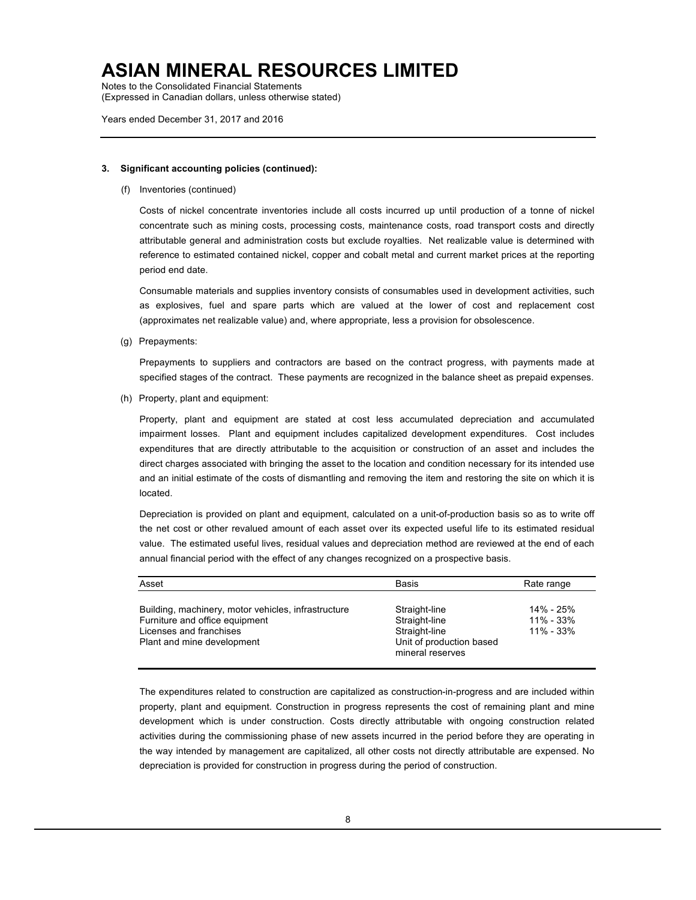### 3. Significant accounting policies (continued):

(f) Inventories (continued)

Costs of nickel concentrate inventories include all costs incurred up until production of a tonne of nickel concentrate such as mining costs, processing costs, maintenance costs, road transport costs and directly attributable general and administration costs but exclude royalties. Net realizable value is determined with reference to estimated contained nickel, copper and cobalt metal and current market prices at the reporting period end date.

Consumable materials and supplies inventory consists of consumables used in development activities, such as explosives, fuel and spare parts which are valued at the lower of cost and replacement cost (approximates net realizable value) and, where appropriate, less a provision for obsolescence.

(g) Prepayments:

Prepayments to suppliers and contractors are based on the contract progress, with payments made at specified stages of the contract. These payments are recognized in the balance sheet as prepaid expenses.

(h) Property, plant and equipment:

Property, plant and equipment are stated at cost less accumulated depreciation and accumulated impairment losses. Plant and equipment includes capitalized development expenditures. Cost includes expenditures that are directly attributable to the acquisition or construction of an asset and includes the direct charges associated with bringing the asset to the location and condition necessary for its intended use and an initial estimate of the costs of dismantling and removing the item and restoring the site on which it is located.

Depreciation is provided on plant and equipment, calculated on a unit-of-production basis so as to write off the net cost or other revalued amount of each asset over its expected useful life to its estimated residual value. The estimated useful lives, residual values and depreciation method are reviewed at the end of each annual financial period with the effect of any changes recognized on a prospective basis.

| Asset | Basis | Rate range |
|---|---|---|
| Building, machinery, motor vehicles, infrastructure | Straight-line | 14% - 25% |
| Furniture and office equipment | Straight-line | 11% - 33% |
| Licenses and franchises | Straight-line | 11% - 33% |
| Plant and mine development | Unit of production based mineral reserves | |

The expenditures related to construction are capitalized as construction-in-progress and are included within property, plant and equipment. Construction in progress represents the cost of remaining plant and mine development which is under construction. Costs directly attributable with ongoing construction related activities during the commissioning phase of new assets incurred in the period before they are operating in the way intended by management are capitalized, all other costs not directly attributable are expensed. No depreciation is provided for construction in progress during the period of construction.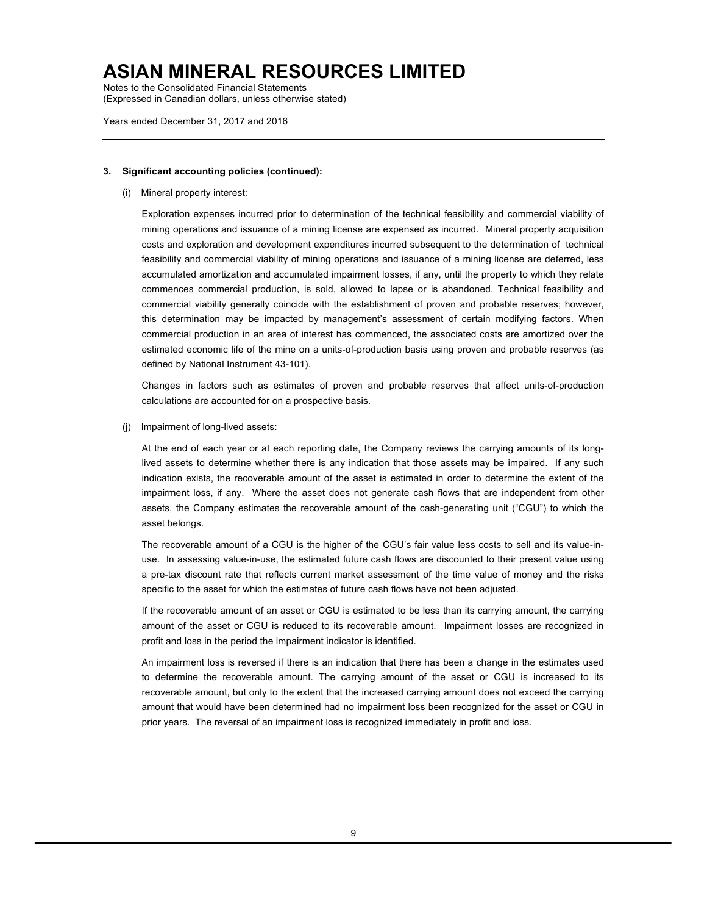### 3. Significant accounting policies (continued):

(i) Mineral property interest:

Exploration expenses incurred prior to determination of the technical feasibility and commercial viability of mining operations and issuance of a mining license are expensed as incurred. Mineral property acquisition costs and exploration and development expenditures incurred subsequent to the determination of technical feasibility and commercial viability of mining operations and issuance of a mining license are deferred, less accumulated amortization and accumulated impairment losses, if any, until the property to which they relate commences commercial production, is sold, allowed to lapse or is abandoned. Technical feasibility and commercial viability generally coincide with the establishment of proven and probable reserves; however, this determination may be impacted by management's assessment of certain modifying factors. When commercial production in an area of interest has commenced, the associated costs are amortized over the estimated economic life of the mine on a units-of-production basis using proven and probable reserves (as defined by National Instrument 43-101).

Changes in factors such as estimates of proven and probable reserves that affect units-of-production calculations are accounted for on a prospective basis.

(j) Impairment of long-lived assets:

At the end of each year or at each reporting date, the Company reviews the carrying amounts of its long-lived assets to determine whether there is any indication that those assets may be impaired. If any such indication exists, the recoverable amount of the asset is estimated in order to determine the extent of the impairment loss, if any. Where the asset does not generate cash flows that are independent from other assets, the Company estimates the recoverable amount of the cash-generating unit ("CGU") to which the asset belongs.

The recoverable amount of a CGU is the higher of the CGU's fair value less costs to sell and its value-in-use. In assessing value-in-use, the estimated future cash flows are discounted to their present value using a pre-tax discount rate that reflects current market assessment of the time value of money and the risks specific to the asset for which the estimates of future cash flows have not been adjusted.

If the recoverable amount of an asset or CGU is estimated to be less than its carrying amount, the carrying amount of the asset or CGU is reduced to its recoverable amount. Impairment losses are recognized in profit and loss in the period the impairment indicator is identified.

An impairment loss is reversed if there is an indication that there has been a change in the estimates used to determine the recoverable amount. The carrying amount of the asset or CGU is increased to its recoverable amount, but only to the extent that the increased carrying amount does not exceed the carrying amount that would have been determined had no impairment loss been recognized for the asset or CGU in prior years. The reversal of an impairment loss is recognized immediately in profit and loss.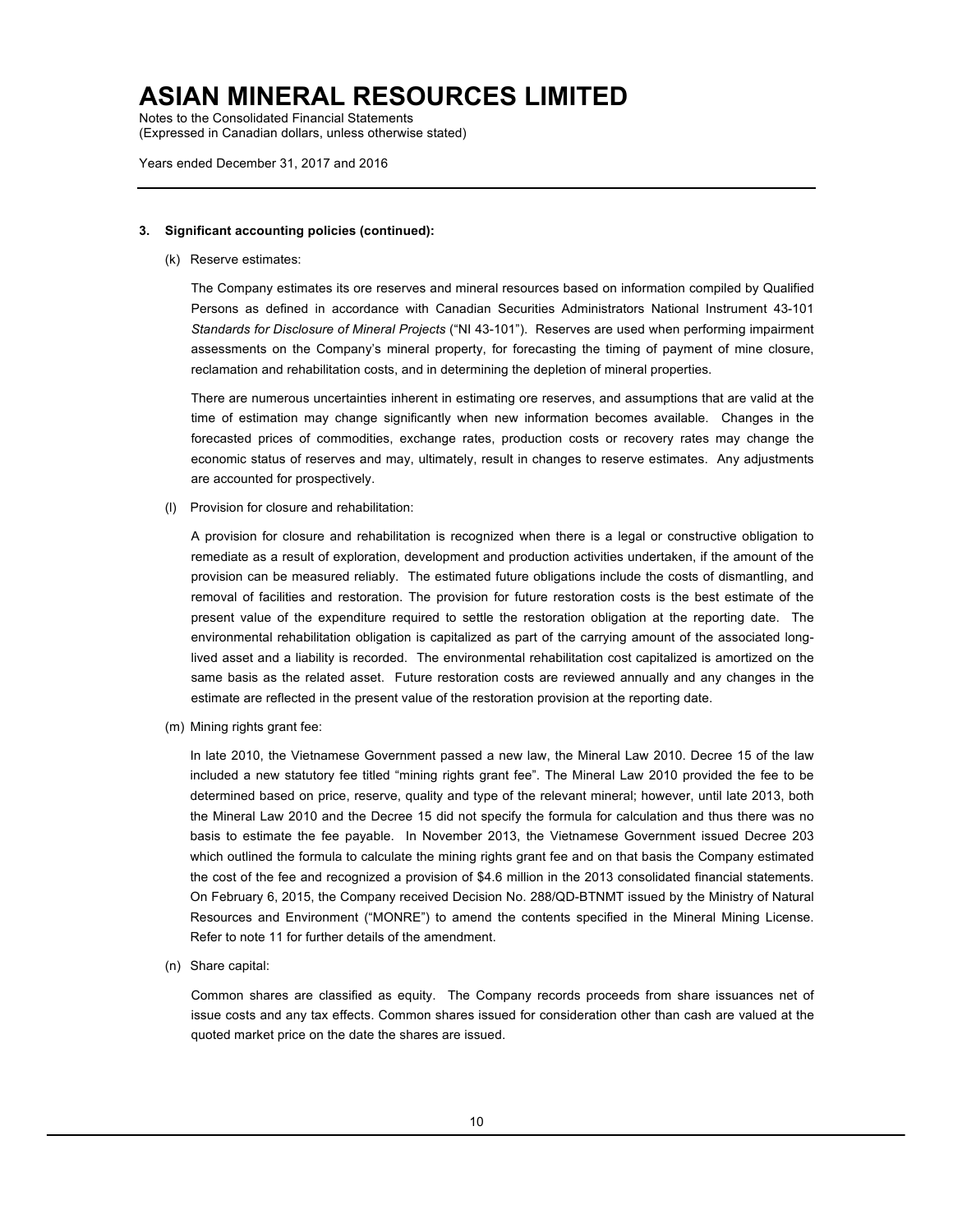**3. Significant accounting policies (continued):**

(k) Reserve estimates:

The Company estimates its ore reserves and mineral resources based on information compiled by Qualified Persons as defined in accordance with Canadian Securities Administrators National Instrument 43-101 *Standards for Disclosure of Mineral Projects* ("NI 43-101"). Reserves are used when performing impairment assessments on the Company's mineral property, for forecasting the timing of payment of mine closure, reclamation and rehabilitation costs, and in determining the depletion of mineral properties.

There are numerous uncertainties inherent in estimating ore reserves, and assumptions that are valid at the time of estimation may change significantly when new information becomes available. Changes in the forecasted prices of commodities, exchange rates, production costs or recovery rates may change the economic status of reserves and may, ultimately, result in changes to reserve estimates. Any adjustments are accounted for prospectively.

(l) Provision for closure and rehabilitation:

A provision for closure and rehabilitation is recognized when there is a legal or constructive obligation to remediate as a result of exploration, development and production activities undertaken, if the amount of the provision can be measured reliably. The estimated future obligations include the costs of dismantling, and removal of facilities and restoration. The provision for future restoration costs is the best estimate of the present value of the expenditure required to settle the restoration obligation at the reporting date. The environmental rehabilitation obligation is capitalized as part of the carrying amount of the associated long-lived asset and a liability is recorded. The environmental rehabilitation cost capitalized is amortized on the same basis as the related asset. Future restoration costs are reviewed annually and any changes in the estimate are reflected in the present value of the restoration provision at the reporting date.

(m) Mining rights grant fee:

In late 2010, the Vietnamese Government passed a new law, the Mineral Law 2010. Decree 15 of the law included a new statutory fee titled "mining rights grant fee". The Mineral Law 2010 provided the fee to be determined based on price, reserve, quality and type of the relevant mineral; however, until late 2013, both the Mineral Law 2010 and the Decree 15 did not specify the formula for calculation and thus there was no basis to estimate the fee payable. In November 2013, the Vietnamese Government issued Decree 203 which outlined the formula to calculate the mining rights grant fee and on that basis the Company estimated the cost of the fee and recognized a provision of $4.6 million in the 2013 consolidated financial statements. On February 6, 2015, the Company received Decision No. 288/QD-BTNMT issued by the Ministry of Natural Resources and Environment ("MONRE") to amend the contents specified in the Mineral Mining License. Refer to note 11 for further details of the amendment.

(n) Share capital:

Common shares are classified as equity. The Company records proceeds from share issuances net of issue costs and any tax effects. Common shares issued for consideration other than cash are valued at the quoted market price on the date the shares are issued.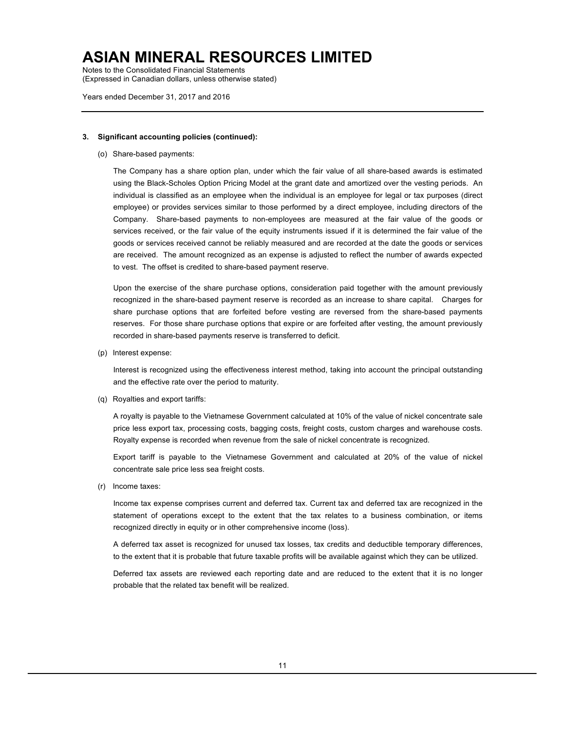### 3. Significant accounting policies (continued):

(o) Share-based payments:

The Company has a share option plan, under which the fair value of all share-based awards is estimated using the Black-Scholes Option Pricing Model at the grant date and amortized over the vesting periods. An individual is classified as an employee when the individual is an employee for legal or tax purposes (direct employee) or provides services similar to those performed by a direct employee, including directors of the Company. Share-based payments to non-employees are measured at the fair value of the goods or services received, or the fair value of the equity instruments issued if it is determined the fair value of the goods or services received cannot be reliably measured and are recorded at the date the goods or services are received. The amount recognized as an expense is adjusted to reflect the number of awards expected to vest. The offset is credited to share-based payment reserve.

Upon the exercise of the share purchase options, consideration paid together with the amount previously recognized in the share-based payment reserve is recorded as an increase to share capital. Charges for share purchase options that are forfeited before vesting are reversed from the share-based payments reserves. For those share purchase options that expire or are forfeited after vesting, the amount previously recorded in share-based payments reserve is transferred to deficit.

(p) Interest expense:

Interest is recognized using the effectiveness interest method, taking into account the principal outstanding and the effective rate over the period to maturity.

(q) Royalties and export tariffs:

A royalty is payable to the Vietnamese Government calculated at 10% of the value of nickel concentrate sale price less export tax, processing costs, bagging costs, freight costs, custom charges and warehouse costs. Royalty expense is recorded when revenue from the sale of nickel concentrate is recognized.

Export tariff is payable to the Vietnamese Government and calculated at 20% of the value of nickel concentrate sale price less sea freight costs.

(r) Income taxes:

Income tax expense comprises current and deferred tax. Current tax and deferred tax are recognized in the statement of operations except to the extent that the tax relates to a business combination, or items recognized directly in equity or in other comprehensive income (loss).

A deferred tax asset is recognized for unused tax losses, tax credits and deductible temporary differences, to the extent that it is probable that future taxable profits will be available against which they can be utilized.

Deferred tax assets are reviewed each reporting date and are reduced to the extent that it is no longer probable that the related tax benefit will be realized.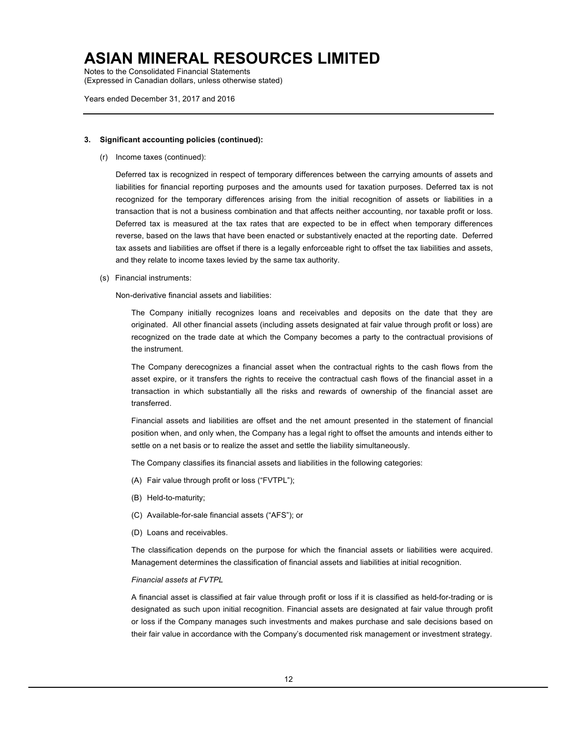### 3. Significant accounting policies (continued):

(r) Income taxes (continued):

Deferred tax is recognized in respect of temporary differences between the carrying amounts of assets and liabilities for financial reporting purposes and the amounts used for taxation purposes. Deferred tax is not recognized for the temporary differences arising from the initial recognition of assets or liabilities in a transaction that is not a business combination and that affects neither accounting, nor taxable profit or loss. Deferred tax is measured at the tax rates that are expected to be in effect when temporary differences reverse, based on the laws that have been enacted or substantively enacted at the reporting date. Deferred tax assets and liabilities are offset if there is a legally enforceable right to offset the tax liabilities and assets, and they relate to income taxes levied by the same tax authority.

(s) Financial instruments:

Non-derivative financial assets and liabilities:

The Company initially recognizes loans and receivables and deposits on the date that they are originated. All other financial assets (including assets designated at fair value through profit or loss) are recognized on the trade date at which the Company becomes a party to the contractual provisions of the instrument.

The Company derecognizes a financial asset when the contractual rights to the cash flows from the asset expire, or it transfers the rights to receive the contractual cash flows of the financial asset in a transaction in which substantially all the risks and rewards of ownership of the financial asset are transferred.

Financial assets and liabilities are offset and the net amount presented in the statement of financial position when, and only when, the Company has a legal right to offset the amounts and intends either to settle on a net basis or to realize the asset and settle the liability simultaneously.

The Company classifies its financial assets and liabilities in the following categories:

(A) Fair value through profit or loss ("FVTPL");

(B) Held-to-maturity;

(C) Available-for-sale financial assets ("AFS"); or

(D) Loans and receivables.

The classification depends on the purpose for which the financial assets or liabilities were acquired. Management determines the classification of financial assets and liabilities at initial recognition.

*Financial assets at FVTPL*

A financial asset is classified at fair value through profit or loss if it is classified as held-for-trading or is designated as such upon initial recognition. Financial assets are designated at fair value through profit or loss if the Company manages such investments and makes purchase and sale decisions based on their fair value in accordance with the Company's documented risk management or investment strategy.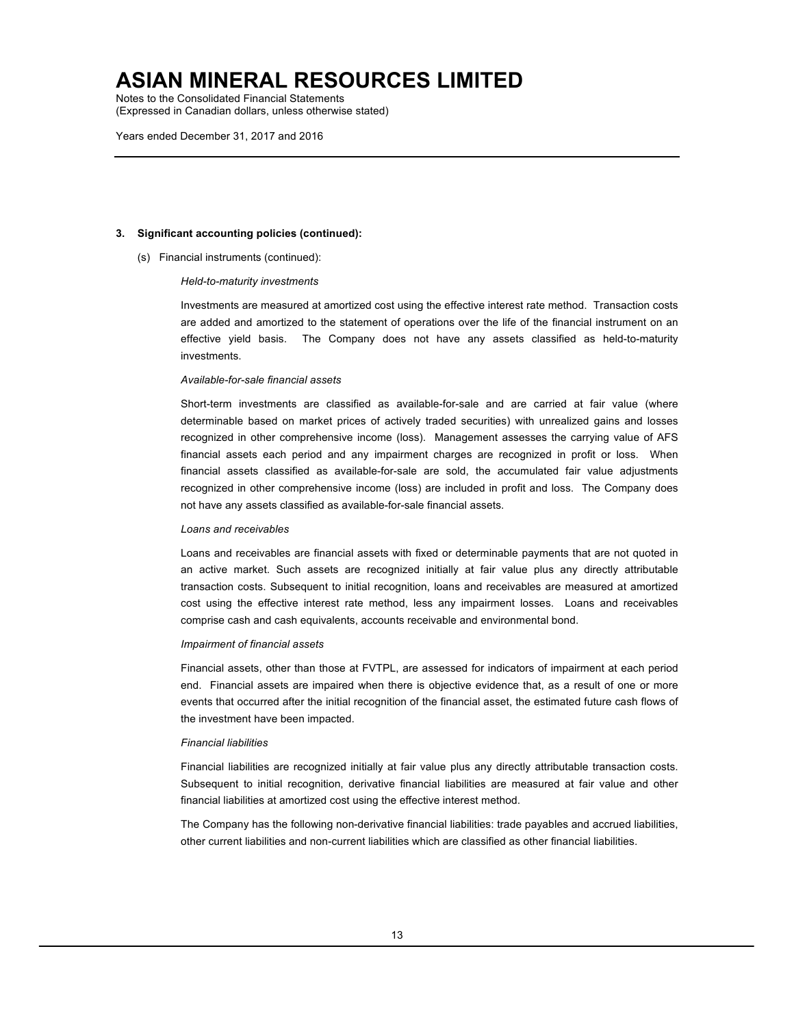### 3. Significant accounting policies (continued):

(s) Financial instruments (continued):

*Held-to-maturity investments*

Investments are measured at amortized cost using the effective interest rate method. Transaction costs are added and amortized to the statement of operations over the life of the financial instrument on an effective yield basis. The Company does not have any assets classified as held-to-maturity investments.

*Available-for-sale financial assets*

Short-term investments are classified as available-for-sale and are carried at fair value (where determinable based on market prices of actively traded securities) with unrealized gains and losses recognized in other comprehensive income (loss). Management assesses the carrying value of AFS financial assets each period and any impairment charges are recognized in profit or loss. When financial assets classified as available-for-sale are sold, the accumulated fair value adjustments recognized in other comprehensive income (loss) are included in profit and loss. The Company does not have any assets classified as available-for-sale financial assets.

*Loans and receivables*

Loans and receivables are financial assets with fixed or determinable payments that are not quoted in an active market. Such assets are recognized initially at fair value plus any directly attributable transaction costs. Subsequent to initial recognition, loans and receivables are measured at amortized cost using the effective interest rate method, less any impairment losses. Loans and receivables comprise cash and cash equivalents, accounts receivable and environmental bond.

*Impairment of financial assets*

Financial assets, other than those at FVTPL, are assessed for indicators of impairment at each period end. Financial assets are impaired when there is objective evidence that, as a result of one or more events that occurred after the initial recognition of the financial asset, the estimated future cash flows of the investment have been impacted.

*Financial liabilities*

Financial liabilities are recognized initially at fair value plus any directly attributable transaction costs. Subsequent to initial recognition, derivative financial liabilities are measured at fair value and other financial liabilities at amortized cost using the effective interest method.

The Company has the following non-derivative financial liabilities: trade payables and accrued liabilities, other current liabilities and non-current liabilities which are classified as other financial liabilities.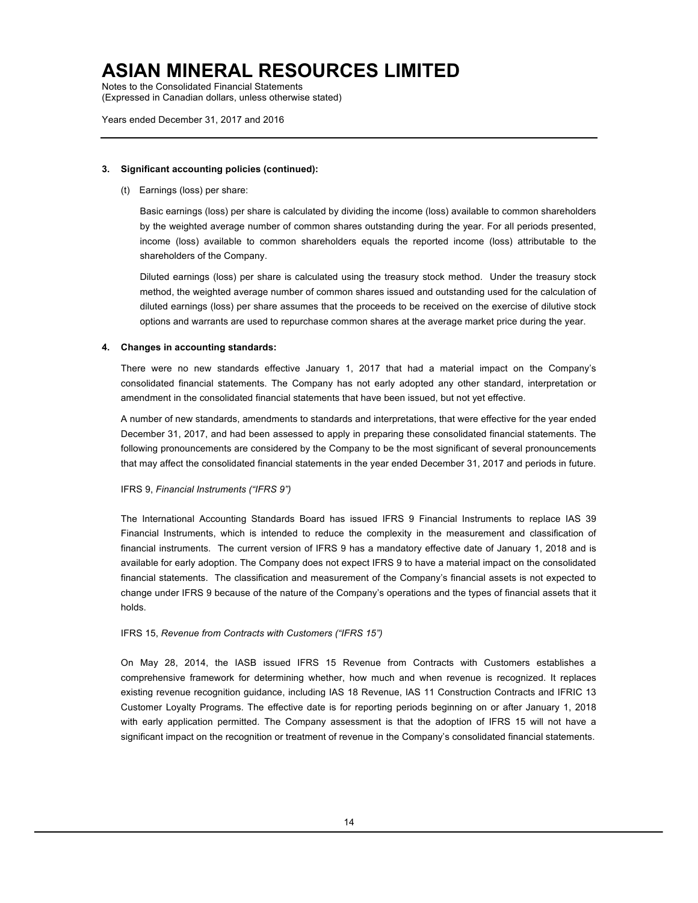### 3. Significant accounting policies (continued):

(t) Earnings (loss) per share:

Basic earnings (loss) per share is calculated by dividing the income (loss) available to common shareholders by the weighted average number of common shares outstanding during the year. For all periods presented, income (loss) available to common shareholders equals the reported income (loss) attributable to the shareholders of the Company.

Diluted earnings (loss) per share is calculated using the treasury stock method. Under the treasury stock method, the weighted average number of common shares issued and outstanding used for the calculation of diluted earnings (loss) per share assumes that the proceeds to be received on the exercise of dilutive stock options and warrants are used to repurchase common shares at the average market price during the year.

### 4. Changes in accounting standards:

There were no new standards effective January 1, 2017 that had a material impact on the Company's consolidated financial statements. The Company has not early adopted any other standard, interpretation or amendment in the consolidated financial statements that have been issued, but not yet effective.

A number of new standards, amendments to standards and interpretations, that were effective for the year ended December 31, 2017, and had been assessed to apply in preparing these consolidated financial statements. The following pronouncements are considered by the Company to be the most significant of several pronouncements that may affect the consolidated financial statements in the year ended December 31, 2017 and periods in future.

IFRS 9, *Financial Instruments ("IFRS 9")*

The International Accounting Standards Board has issued IFRS 9 Financial Instruments to replace IAS 39 Financial Instruments, which is intended to reduce the complexity in the measurement and classification of financial instruments. The current version of IFRS 9 has a mandatory effective date of January 1, 2018 and is available for early adoption. The Company does not expect IFRS 9 to have a material impact on the consolidated financial statements. The classification and measurement of the Company's financial assets is not expected to change under IFRS 9 because of the nature of the Company's operations and the types of financial assets that it holds.

IFRS 15, *Revenue from Contracts with Customers ("IFRS 15")*

On May 28, 2014, the IASB issued IFRS 15 Revenue from Contracts with Customers establishes a comprehensive framework for determining whether, how much and when revenue is recognized. It replaces existing revenue recognition guidance, including IAS 18 Revenue, IAS 11 Construction Contracts and IFRIC 13 Customer Loyalty Programs. The effective date is for reporting periods beginning on or after January 1, 2018 with early application permitted. The Company assessment is that the adoption of IFRS 15 will not have a significant impact on the recognition or treatment of revenue in the Company's consolidated financial statements.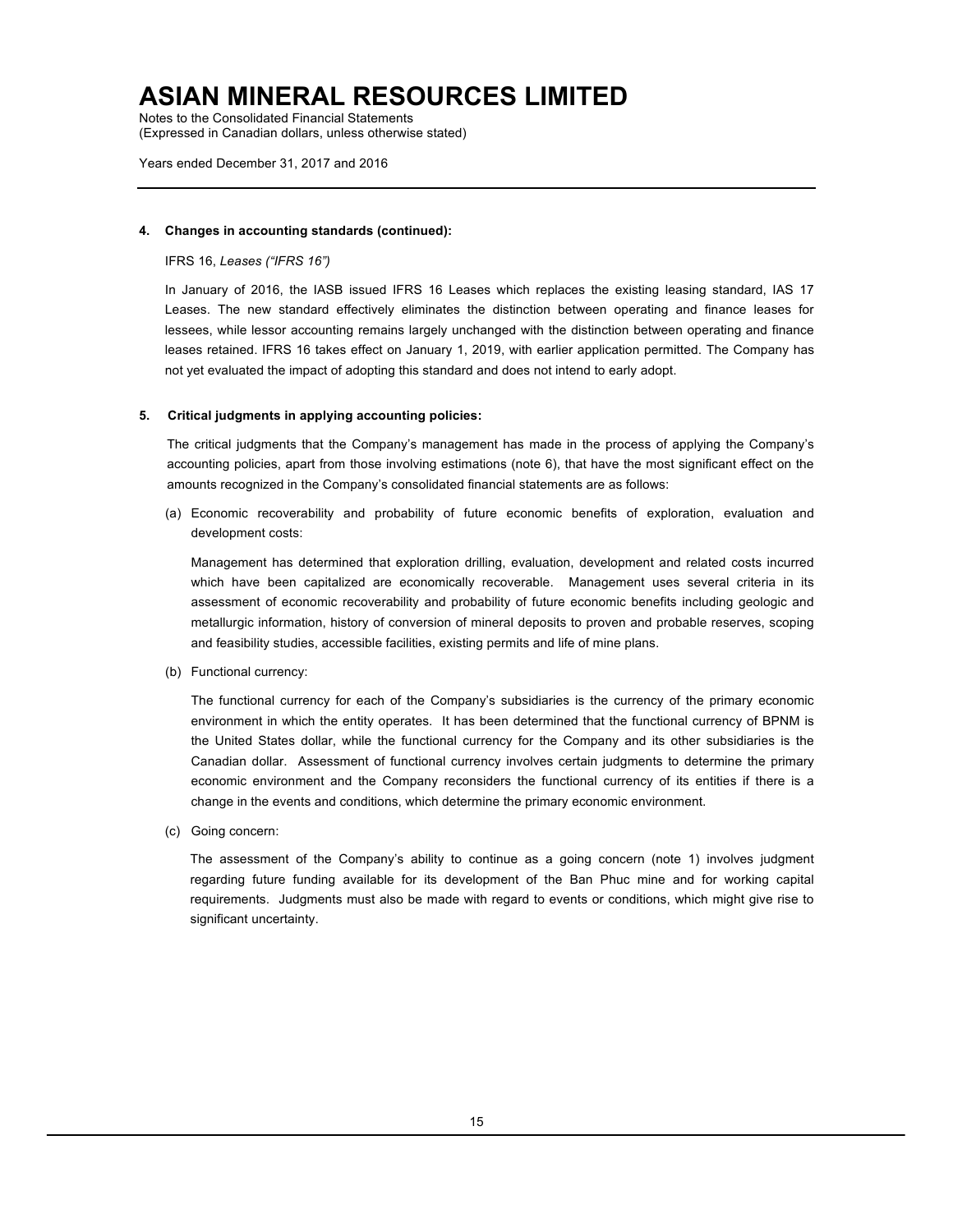**4. Changes in accounting standards (continued):**

IFRS 16, *Leases ("IFRS 16")*

In January of 2016, the IASB issued IFRS 16 Leases which replaces the existing leasing standard, IAS 17 Leases. The new standard effectively eliminates the distinction between operating and finance leases for lessees, while lessor accounting remains largely unchanged with the distinction between operating and finance leases retained. IFRS 16 takes effect on January 1, 2019, with earlier application permitted. The Company has not yet evaluated the impact of adopting this standard and does not intend to early adopt.

**5. Critical judgments in applying accounting policies:**

The critical judgments that the Company's management has made in the process of applying the Company's accounting policies, apart from those involving estimations (note 6), that have the most significant effect on the amounts recognized in the Company's consolidated financial statements are as follows:

(a) Economic recoverability and probability of future economic benefits of exploration, evaluation and development costs:

Management has determined that exploration drilling, evaluation, development and related costs incurred which have been capitalized are economically recoverable. Management uses several criteria in its assessment of economic recoverability and probability of future economic benefits including geologic and metallurgic information, history of conversion of mineral deposits to proven and probable reserves, scoping and feasibility studies, accessible facilities, existing permits and life of mine plans.

(b) Functional currency:

The functional currency for each of the Company's subsidiaries is the currency of the primary economic environment in which the entity operates. It has been determined that the functional currency of BPNM is the United States dollar, while the functional currency for the Company and its other subsidiaries is the Canadian dollar. Assessment of functional currency involves certain judgments to determine the primary economic environment and the Company reconsiders the functional currency of its entities if there is a change in the events and conditions, which determine the primary economic environment.

(c) Going concern:

The assessment of the Company's ability to continue as a going concern (note 1) involves judgment regarding future funding available for its development of the Ban Phuc mine and for working capital requirements. Judgments must also be made with regard to events or conditions, which might give rise to significant uncertainty.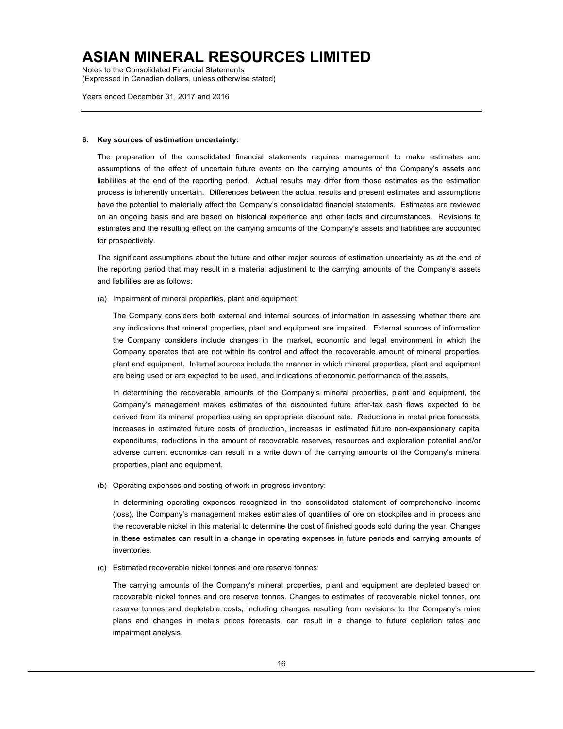## 6. Key sources of estimation uncertainty:

The preparation of the consolidated financial statements requires management to make estimates and assumptions of the effect of uncertain future events on the carrying amounts of the Company's assets and liabilities at the end of the reporting period. Actual results may differ from those estimates as the estimation process is inherently uncertain. Differences between the actual results and present estimates and assumptions have the potential to materially affect the Company's consolidated financial statements. Estimates are reviewed on an ongoing basis and are based on historical experience and other facts and circumstances. Revisions to estimates and the resulting effect on the carrying amounts of the Company's assets and liabilities are accounted for prospectively.

The significant assumptions about the future and other major sources of estimation uncertainty as at the end of the reporting period that may result in a material adjustment to the carrying amounts of the Company's assets and liabilities are as follows:

(a) Impairment of mineral properties, plant and equipment:

The Company considers both external and internal sources of information in assessing whether there are any indications that mineral properties, plant and equipment are impaired. External sources of information the Company considers include changes in the market, economic and legal environment in which the Company operates that are not within its control and affect the recoverable amount of mineral properties, plant and equipment. Internal sources include the manner in which mineral properties, plant and equipment are being used or are expected to be used, and indications of economic performance of the assets.

In determining the recoverable amounts of the Company's mineral properties, plant and equipment, the Company's management makes estimates of the discounted future after-tax cash flows expected to be derived from its mineral properties using an appropriate discount rate. Reductions in metal price forecasts, increases in estimated future costs of production, increases in estimated future non-expansionary capital expenditures, reductions in the amount of recoverable reserves, resources and exploration potential and/or adverse current economics can result in a write down of the carrying amounts of the Company's mineral properties, plant and equipment.

(b) Operating expenses and costing of work-in-progress inventory:

In determining operating expenses recognized in the consolidated statement of comprehensive income (loss), the Company's management makes estimates of quantities of ore on stockpiles and in process and the recoverable nickel in this material to determine the cost of finished goods sold during the year. Changes in these estimates can result in a change in operating expenses in future periods and carrying amounts of inventories.

(c) Estimated recoverable nickel tonnes and ore reserve tonnes:

The carrying amounts of the Company's mineral properties, plant and equipment are depleted based on recoverable nickel tonnes and ore reserve tonnes. Changes to estimates of recoverable nickel tonnes, ore reserve tonnes and depletable costs, including changes resulting from revisions to the Company's mine plans and changes in metals prices forecasts, can result in a change to future depletion rates and impairment analysis.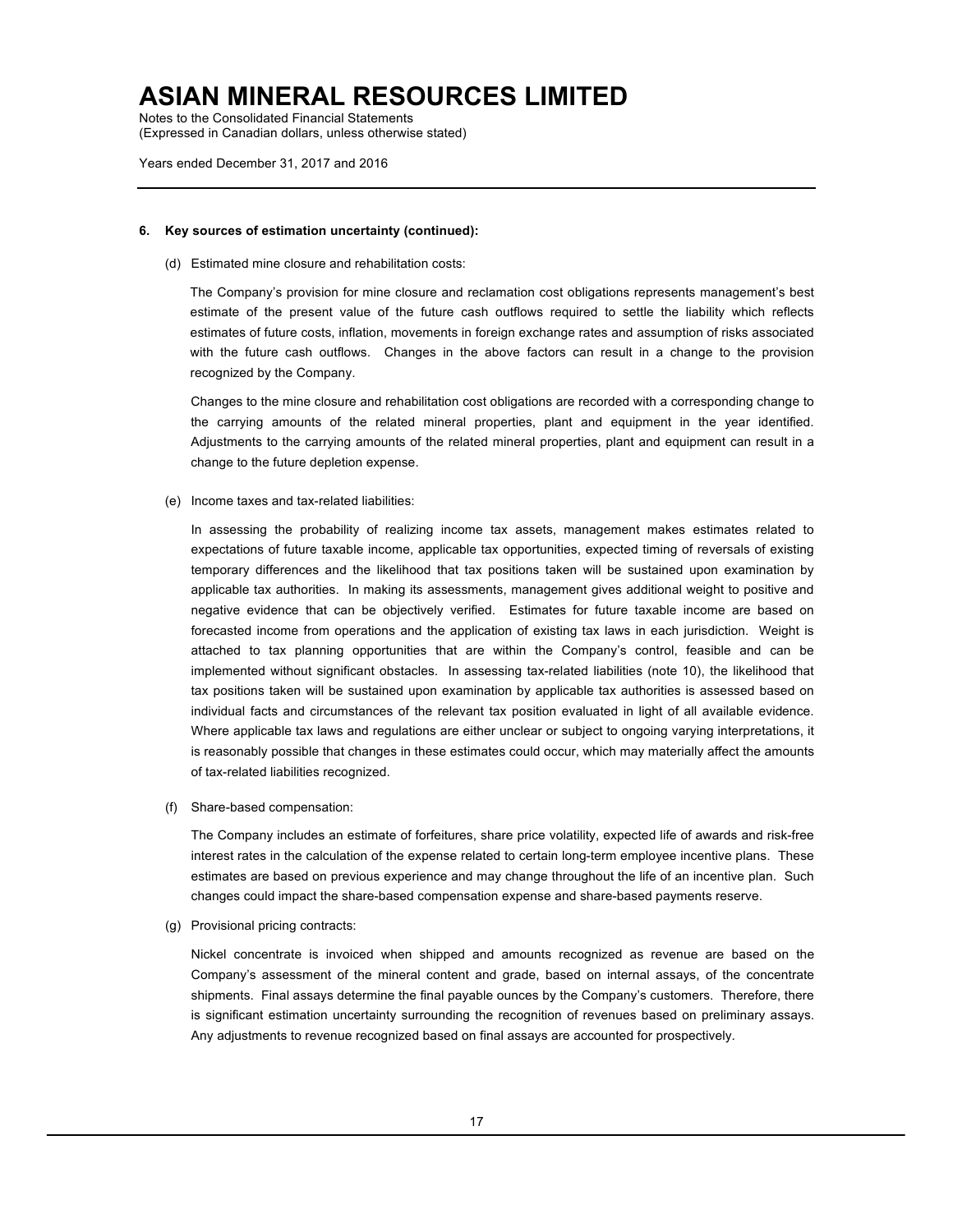#### 6. Key sources of estimation uncertainty (continued):

(d) Estimated mine closure and rehabilitation costs:

The Company's provision for mine closure and reclamation cost obligations represents management's best estimate of the present value of the future cash outflows required to settle the liability which reflects estimates of future costs, inflation, movements in foreign exchange rates and assumption of risks associated with the future cash outflows. Changes in the above factors can result in a change to the provision recognized by the Company.

Changes to the mine closure and rehabilitation cost obligations are recorded with a corresponding change to the carrying amounts of the related mineral properties, plant and equipment in the year identified. Adjustments to the carrying amounts of the related mineral properties, plant and equipment can result in a change to the future depletion expense.

(e) Income taxes and tax-related liabilities:

In assessing the probability of realizing income tax assets, management makes estimates related to expectations of future taxable income, applicable tax opportunities, expected timing of reversals of existing temporary differences and the likelihood that tax positions taken will be sustained upon examination by applicable tax authorities. In making its assessments, management gives additional weight to positive and negative evidence that can be objectively verified. Estimates for future taxable income are based on forecasted income from operations and the application of existing tax laws in each jurisdiction. Weight is attached to tax planning opportunities that are within the Company's control, feasible and can be implemented without significant obstacles. In assessing tax-related liabilities (note 10), the likelihood that tax positions taken will be sustained upon examination by applicable tax authorities is assessed based on individual facts and circumstances of the relevant tax position evaluated in light of all available evidence. Where applicable tax laws and regulations are either unclear or subject to ongoing varying interpretations, it is reasonably possible that changes in these estimates could occur, which may materially affect the amounts of tax-related liabilities recognized.

(f) Share-based compensation:

The Company includes an estimate of forfeitures, share price volatility, expected life of awards and risk-free interest rates in the calculation of the expense related to certain long-term employee incentive plans. These estimates are based on previous experience and may change throughout the life of an incentive plan. Such changes could impact the share-based compensation expense and share-based payments reserve.

(g) Provisional pricing contracts:

Nickel concentrate is invoiced when shipped and amounts recognized as revenue are based on the Company's assessment of the mineral content and grade, based on internal assays, of the concentrate shipments. Final assays determine the final payable ounces by the Company's customers. Therefore, there is significant estimation uncertainty surrounding the recognition of revenues based on preliminary assays. Any adjustments to revenue recognized based on final assays are accounted for prospectively.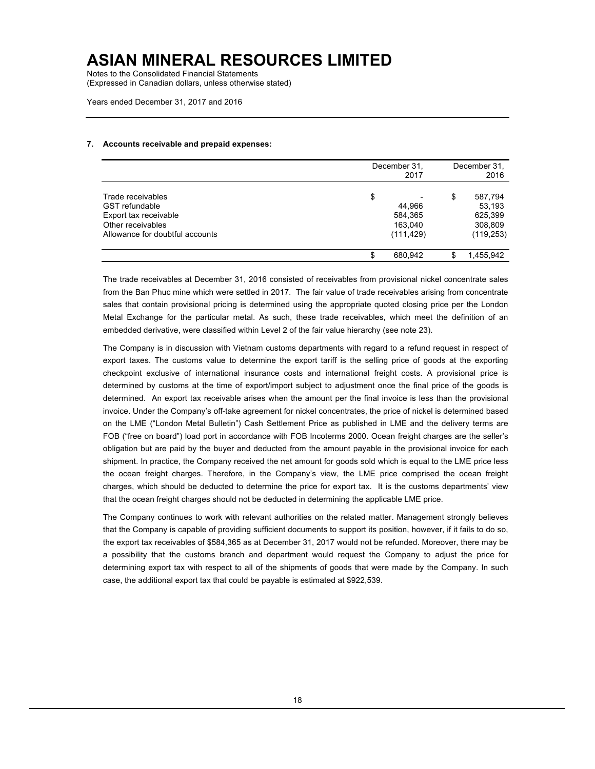### 7. Accounts receivable and prepaid expenses:

| | December 31, 2017 | December 31, 2016 |
|---|---|---|
| Trade receivables | $ - | $ 587,794 |
| GST refundable | 44,966 | 53,193 |
| Export tax receivable | 584,365 | 625,399 |
| Other receivables | 163,040 | 308,809 |
| Allowance for doubtful accounts | (111,429) | (119,253) |
| | $ 680,942 | $ 1,455,942 |

The trade receivables at December 31, 2016 consisted of receivables from provisional nickel concentrate sales from the Ban Phuc mine which were settled in 2017. The fair value of trade receivables arising from concentrate sales that contain provisional pricing is determined using the appropriate quoted closing price per the London Metal Exchange for the particular metal. As such, these trade receivables, which meet the definition of an embedded derivative, were classified within Level 2 of the fair value hierarchy (see note 23).

The Company is in discussion with Vietnam customs departments with regard to a refund request in respect of export taxes. The customs value to determine the export tariff is the selling price of goods at the exporting checkpoint exclusive of international insurance costs and international freight costs. A provisional price is determined by customs at the time of export/import subject to adjustment once the final price of the goods is determined. An export tax receivable arises when the amount per the final invoice is less than the provisional invoice. Under the Company's off-take agreement for nickel concentrates, the price of nickel is determined based on the LME ("London Metal Bulletin") Cash Settlement Price as published in LME and the delivery terms are FOB ("free on board") load port in accordance with FOB Incoterms 2000. Ocean freight charges are the seller's obligation but are paid by the buyer and deducted from the amount payable in the provisional invoice for each shipment. In practice, the Company received the net amount for goods sold which is equal to the LME price less the ocean freight charges. Therefore, in the Company's view, the LME price comprised the ocean freight charges, which should be deducted to determine the price for export tax. It is the customs departments' view that the ocean freight charges should not be deducted in determining the applicable LME price.

The Company continues to work with relevant authorities on the related matter. Management strongly believes that the Company is capable of providing sufficient documents to support its position, however, if it fails to do so, the export tax receivables of $584,365 as at December 31, 2017 would not be refunded. Moreover, there may be a possibility that the customs branch and department would request the Company to adjust the price for determining export tax with respect to all of the shipments of goods that were made by the Company. In such case, the additional export tax that could be payable is estimated at $922,539.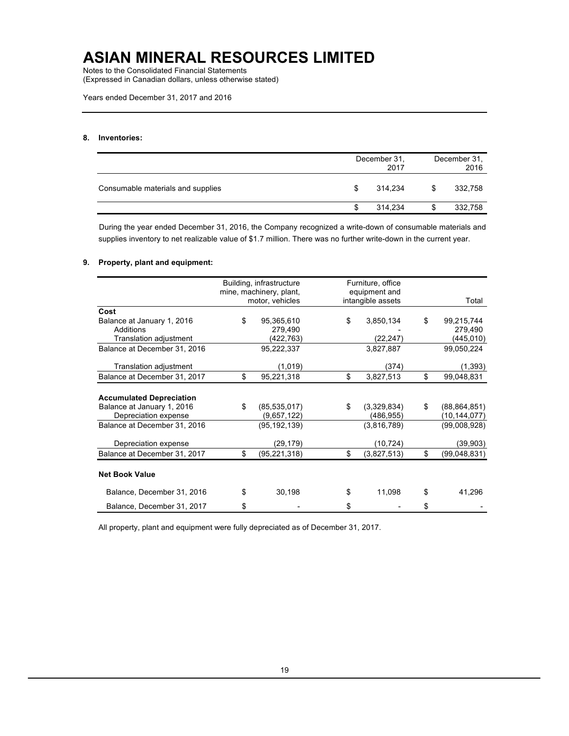# ASIAN MINERAL RESOURCES LIMITED

Notes to the Consolidated Financial Statements
(Expressed in Canadian dollars, unless otherwise stated)

Years ended December 31, 2017 and 2016

**8. Inventories:**

| | December 31, 2017 | December 31, 2016 |
|---|---|---|
| Consumable materials and supplies | $ 314,234 | $ 332,758 |
| | $ 314,234 | $ 332,758 |

During the year ended December 31, 2016, the Company recognized a write-down of consumable materials and supplies inventory to net realizable value of $1.7 million. There was no further write-down in the current year.

**9. Property, plant and equipment:**

| | Building, infrastructure mine, machinery, plant, motor, vehicles | Furniture, office equipment and intangible assets | Total |
|---|---|---|---|
| **Cost** | | | |
| Balance at January 1, 2016 | $ 95,365,610 | $ 3,850,134 | $ 99,215,744 |
| Additions | 279,490 | - | 279,490 |
| Translation adjustment | (422,763) | (22,247) | (445,010) |
| Balance at December 31, 2016 | 95,222,337 | 3,827,887 | 99,050,224 |
| Translation adjustment | (1,019) | (374) | (1,393) |
| Balance at December 31, 2017 | $ 95,221,318 | $ 3,827,513 | $ 99,048,831 |
| **Accumulated Depreciation** | | | |
| Balance at January 1, 2016 | $ (85,535,017) | $ (3,329,834) | $ (88,864,851) |
| Depreciation expense | (9,657,122) | (486,955) | (10,144,077) |
| Balance at December 31, 2016 | (95,192,139) | (3,816,789) | (99,008,928) |
| Depreciation expense | (29,179) | (10,724) | (39,903) |
| Balance at December 31, 2017 | $ (95,221,318) | $ (3,827,513) | $ (99,048,831) |
| **Net Book Value** | | | |
| Balance, December 31, 2016 | $ 30,198 | $ 11,098 | $ 41,296 |
| Balance, December 31, 2017 | $ - | $ - | $ - |

All property, plant and equipment were fully depreciated as of December 31, 2017.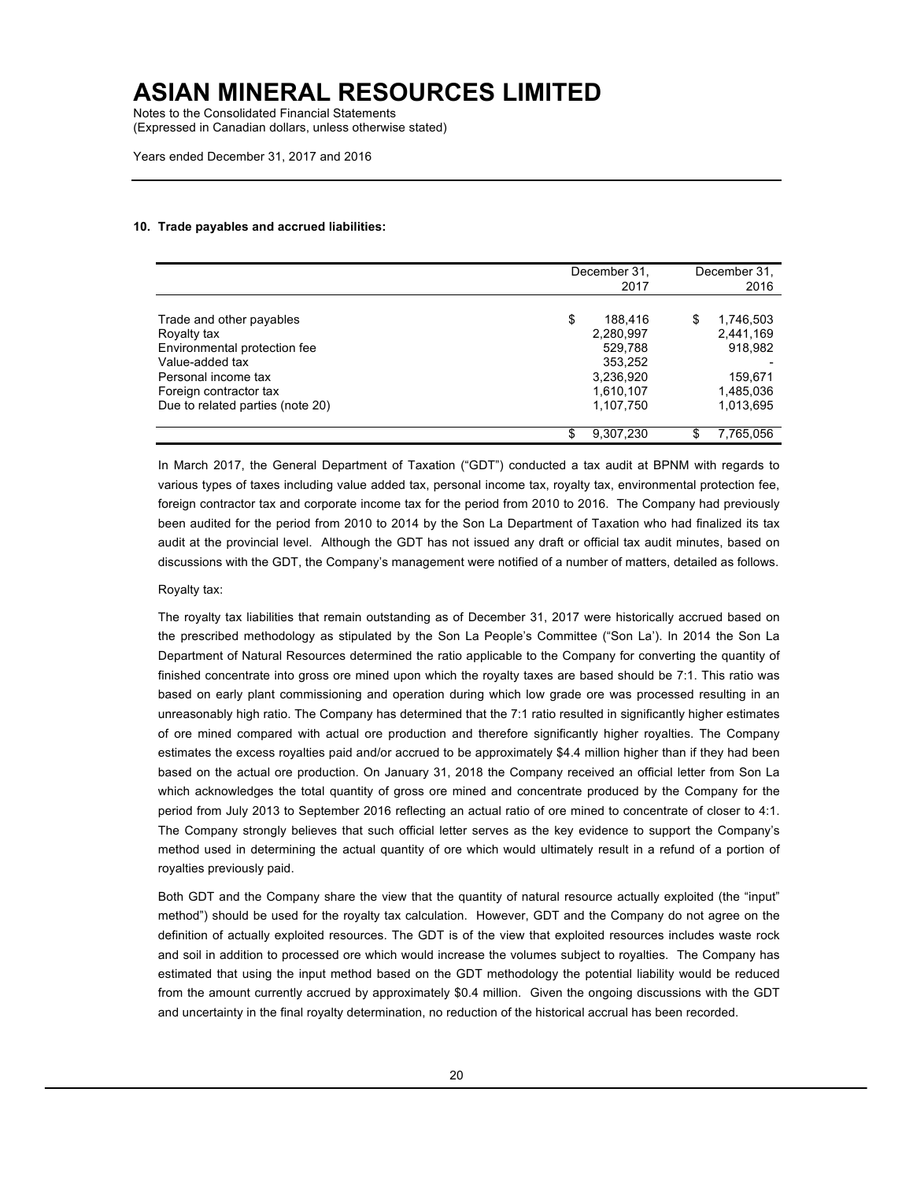**10. Trade payables and accrued liabilities:**

| | December 31, 2017 | December 31, 2016 |
|---|---|---|
| Trade and other payables | $ 188,416 | $ 1,746,503 |
| Royalty tax | 2,280,997 | 2,441,169 |
| Environmental protection fee | 529,788 | 918,982 |
| Value-added tax | 353,252 | - |
| Personal income tax | 3,236,920 | 159,671 |
| Foreign contractor tax | 1,610,107 | 1,485,036 |
| Due to related parties (note 20) | 1,107,750 | 1,013,695 |
| | $ 9,307,230 | $ 7,765,056 |

In March 2017, the General Department of Taxation ("GDT") conducted a tax audit at BPNM with regards to various types of taxes including value added tax, personal income tax, royalty tax, environmental protection fee, foreign contractor tax and corporate income tax for the period from 2010 to 2016. The Company had previously been audited for the period from 2010 to 2014 by the Son La Department of Taxation who had finalized its tax audit at the provincial level. Although the GDT has not issued any draft or official tax audit minutes, based on discussions with the GDT, the Company's management were notified of a number of matters, detailed as follows.

Royalty tax:

The royalty tax liabilities that remain outstanding as of December 31, 2017 were historically accrued based on the prescribed methodology as stipulated by the Son La People's Committee ("Son La'). In 2014 the Son La Department of Natural Resources determined the ratio applicable to the Company for converting the quantity of finished concentrate into gross ore mined upon which the royalty taxes are based should be 7:1. This ratio was based on early plant commissioning and operation during which low grade ore was processed resulting in an unreasonably high ratio. The Company has determined that the 7:1 ratio resulted in significantly higher estimates of ore mined compared with actual ore production and therefore significantly higher royalties. The Company estimates the excess royalties paid and/or accrued to be approximately $4.4 million higher than if they had been based on the actual ore production. On January 31, 2018 the Company received an official letter from Son La which acknowledges the total quantity of gross ore mined and concentrate produced by the Company for the period from July 2013 to September 2016 reflecting an actual ratio of ore mined to concentrate of closer to 4:1. The Company strongly believes that such official letter serves as the key evidence to support the Company's method used in determining the actual quantity of ore which would ultimately result in a refund of a portion of royalties previously paid.

Both GDT and the Company share the view that the quantity of natural resource actually exploited (the "input" method") should be used for the royalty tax calculation. However, GDT and the Company do not agree on the definition of actually exploited resources. The GDT is of the view that exploited resources includes waste rock and soil in addition to processed ore which would increase the volumes subject to royalties. The Company has estimated that using the input method based on the GDT methodology the potential liability would be reduced from the amount currently accrued by approximately $0.4 million. Given the ongoing discussions with the GDT and uncertainty in the final royalty determination, no reduction of the historical accrual has been recorded.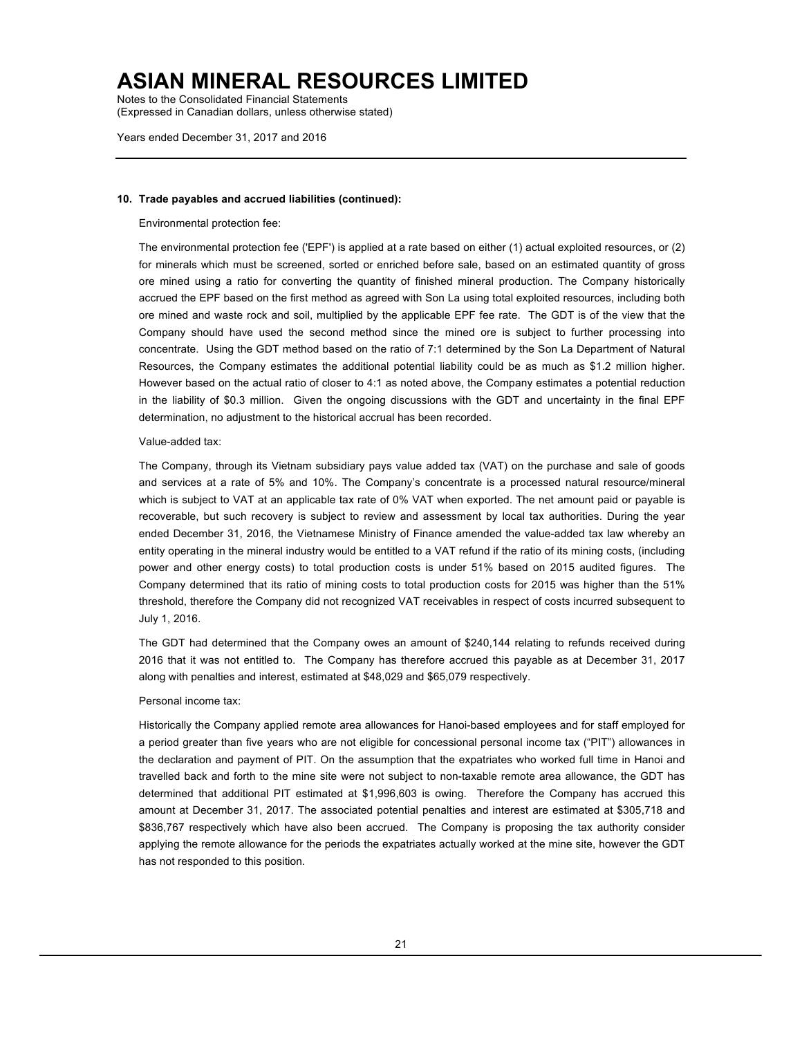#### 10. Trade payables and accrued liabilities (continued):

Environmental protection fee:

The environmental protection fee ('EPF') is applied at a rate based on either (1) actual exploited resources, or (2) for minerals which must be screened, sorted or enriched before sale, based on an estimated quantity of gross ore mined using a ratio for converting the quantity of finished mineral production. The Company historically accrued the EPF based on the first method as agreed with Son La using total exploited resources, including both ore mined and waste rock and soil, multiplied by the applicable EPF fee rate. The GDT is of the view that the Company should have used the second method since the mined ore is subject to further processing into concentrate. Using the GDT method based on the ratio of 7:1 determined by the Son La Department of Natural Resources, the Company estimates the additional potential liability could be as much as $1.2 million higher. However based on the actual ratio of closer to 4:1 as noted above, the Company estimates a potential reduction in the liability of $0.3 million. Given the ongoing discussions with the GDT and uncertainty in the final EPF determination, no adjustment to the historical accrual has been recorded.

Value-added tax:

The Company, through its Vietnam subsidiary pays value added tax (VAT) on the purchase and sale of goods and services at a rate of 5% and 10%. The Company's concentrate is a processed natural resource/mineral which is subject to VAT at an applicable tax rate of 0% VAT when exported. The net amount paid or payable is recoverable, but such recovery is subject to review and assessment by local tax authorities. During the year ended December 31, 2016, the Vietnamese Ministry of Finance amended the value-added tax law whereby an entity operating in the mineral industry would be entitled to a VAT refund if the ratio of its mining costs, (including power and other energy costs) to total production costs is under 51% based on 2015 audited figures. The Company determined that its ratio of mining costs to total production costs for 2015 was higher than the 51% threshold, therefore the Company did not recognized VAT receivables in respect of costs incurred subsequent to July 1, 2016.

The GDT had determined that the Company owes an amount of $240,144 relating to refunds received during 2016 that it was not entitled to. The Company has therefore accrued this payable as at December 31, 2017 along with penalties and interest, estimated at $48,029 and $65,079 respectively.

Personal income tax:

Historically the Company applied remote area allowances for Hanoi-based employees and for staff employed for a period greater than five years who are not eligible for concessional personal income tax ("PIT") allowances in the declaration and payment of PIT. On the assumption that the expatriates who worked full time in Hanoi and travelled back and forth to the mine site were not subject to non-taxable remote area allowance, the GDT has determined that additional PIT estimated at $1,996,603 is owing. Therefore the Company has accrued this amount at December 31, 2017. The associated potential penalties and interest are estimated at $305,718 and $836,767 respectively which have also been accrued. The Company is proposing the tax authority consider applying the remote allowance for the periods the expatriates actually worked at the mine site, however the GDT has not responded to this position.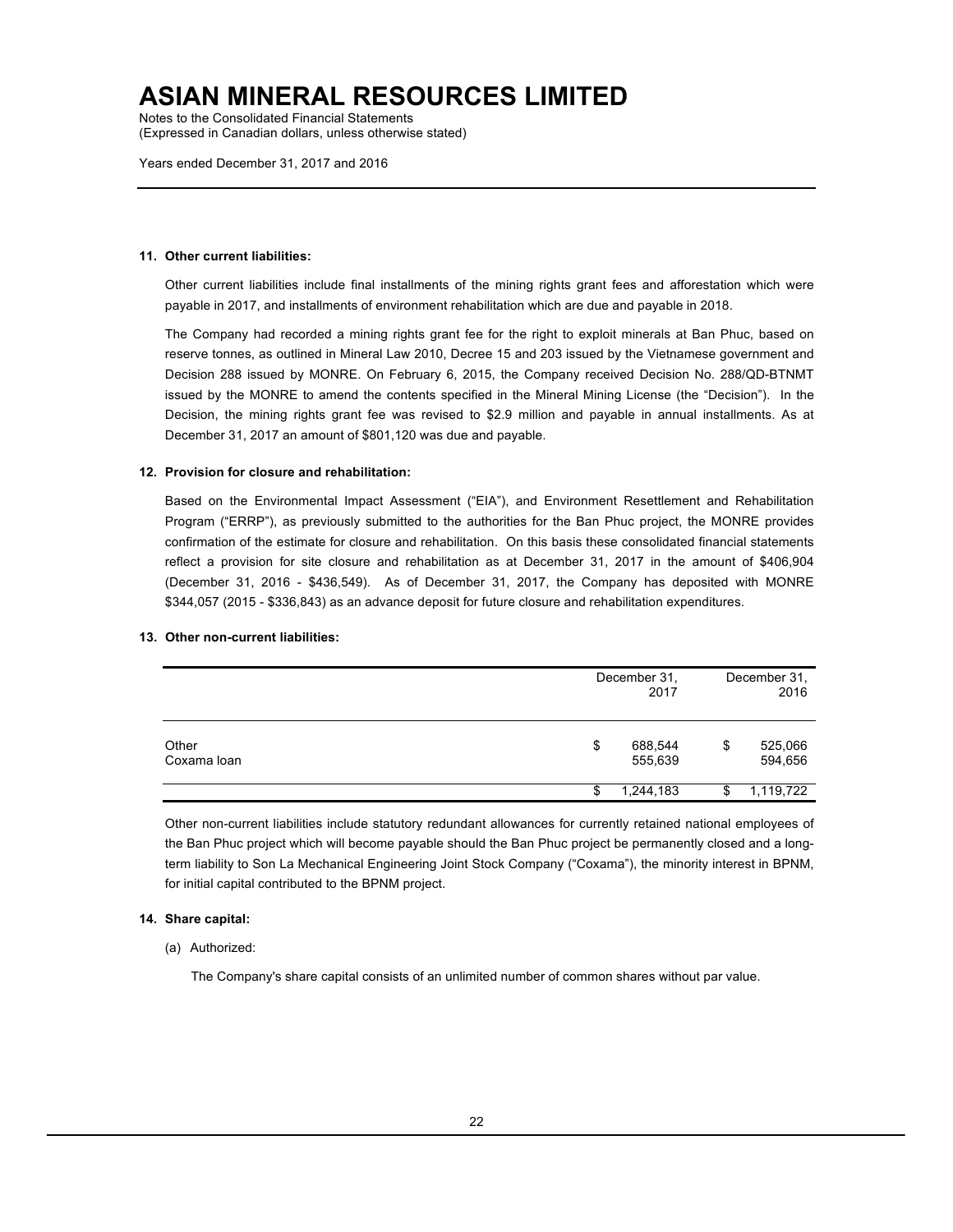# ASIAN MINERAL RESOURCES LIMITED

Notes to the Consolidated Financial Statements
(Expressed in Canadian dollars, unless otherwise stated)

Years ended December 31, 2017 and 2016

**11. Other current liabilities:**

Other current liabilities include final installments of the mining rights grant fees and afforestation which were payable in 2017, and installments of environment rehabilitation which are due and payable in 2018.

The Company had recorded a mining rights grant fee for the right to exploit minerals at Ban Phuc, based on reserve tonnes, as outlined in Mineral Law 2010, Decree 15 and 203 issued by the Vietnamese government and Decision 288 issued by MONRE. On February 6, 2015, the Company received Decision No. 288/QD-BTNMT issued by the MONRE to amend the contents specified in the Mineral Mining License (the "Decision"). In the Decision, the mining rights grant fee was revised to $2.9 million and payable in annual installments. As at December 31, 2017 an amount of $801,120 was due and payable.

**12. Provision for closure and rehabilitation:**

Based on the Environmental Impact Assessment ("EIA"), and Environment Resettlement and Rehabilitation Program ("ERRP"), as previously submitted to the authorities for the Ban Phuc project, the MONRE provides confirmation of the estimate for closure and rehabilitation. On this basis these consolidated financial statements reflect a provision for site closure and rehabilitation as at December 31, 2017 in the amount of $406,904 (December 31, 2016 - $436,549). As of December 31, 2017, the Company has deposited with MONRE $344,057 (2015 - $336,843) as an advance deposit for future closure and rehabilitation expenditures.

**13. Other non-current liabilities:**

| | December 31, 2017 | December 31, 2016 |
|---|---|---|
| Other | $ 688,544 | $ 525,066 |
| Coxama loan | 555,639 | 594,656 |
| | $ 1,244,183 | $ 1,119,722 |

Other non-current liabilities include statutory redundant allowances for currently retained national employees of the Ban Phuc project which will become payable should the Ban Phuc project be permanently closed and a long-term liability to Son La Mechanical Engineering Joint Stock Company ("Coxama"), the minority interest in BPNM, for initial capital contributed to the BPNM project.

**14. Share capital:**

(a) Authorized:

The Company's share capital consists of an unlimited number of common shares without par value.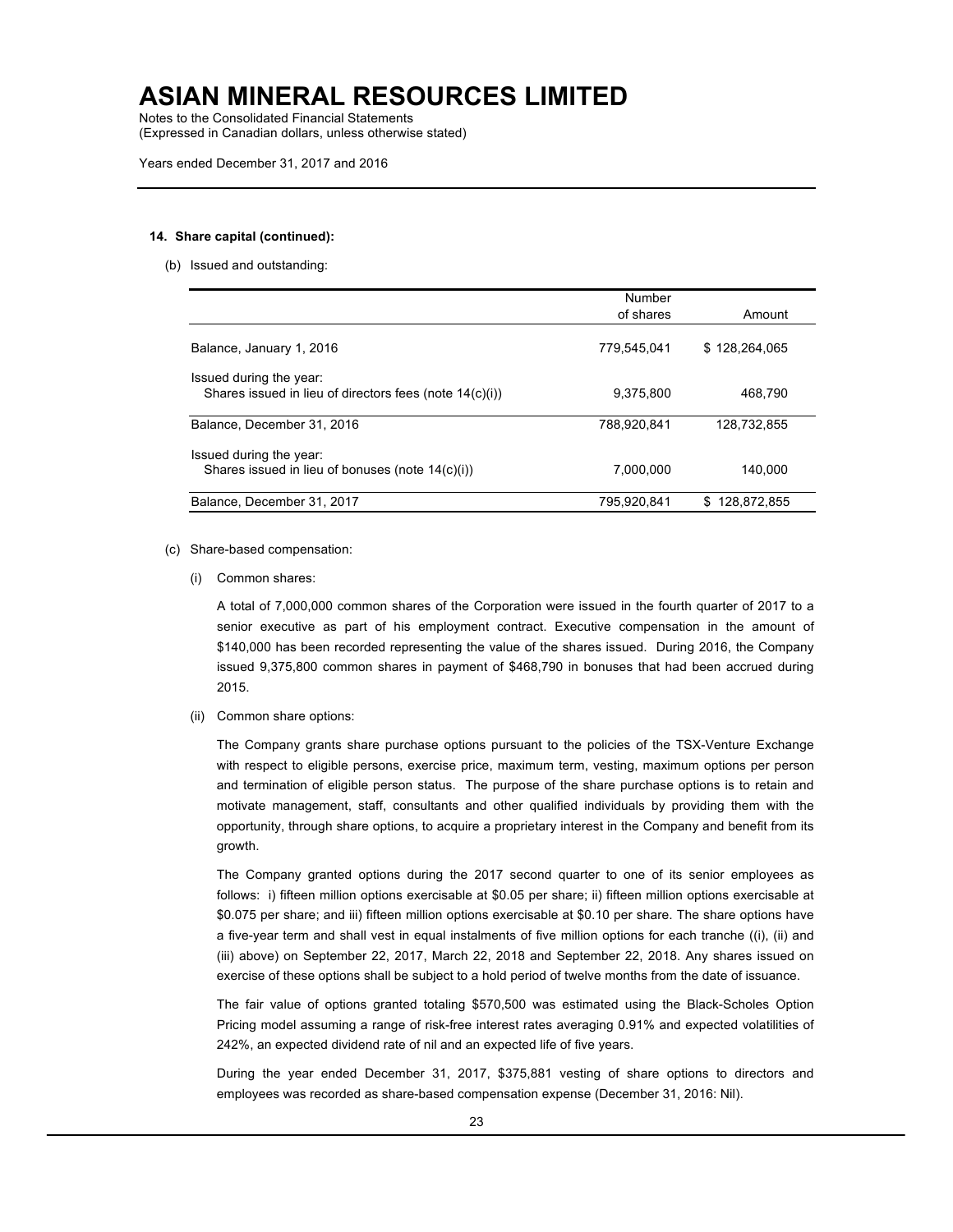**14. Share capital (continued):**

(b) Issued and outstanding:

| | Number of shares | Amount |
|---|---|---|
| Balance, January 1, 2016 | 779,545,041 | $ 128,264,065 |
| Issued during the year: | | |
| Shares issued in lieu of directors fees (note 14(c)(i)) | 9,375,800 | 468,790 |
| Balance, December 31, 2016 | 788,920,841 | 128,732,855 |
| Issued during the year: | | |
| Shares issued in lieu of bonuses (note 14(c)(i)) | 7,000,000 | 140,000 |
| Balance, December 31, 2017 | 795,920,841 | $ 128,872,855 |

(c) Share-based compensation:

(i) Common shares:

A total of 7,000,000 common shares of the Corporation were issued in the fourth quarter of 2017 to a senior executive as part of his employment contract. Executive compensation in the amount of $140,000 has been recorded representing the value of the shares issued. During 2016, the Company issued 9,375,800 common shares in payment of $468,790 in bonuses that had been accrued during 2015.

(ii) Common share options:

The Company grants share purchase options pursuant to the policies of the TSX-Venture Exchange with respect to eligible persons, exercise price, maximum term, vesting, maximum options per person and termination of eligible person status. The purpose of the share purchase options is to retain and motivate management, staff, consultants and other qualified individuals by providing them with the opportunity, through share options, to acquire a proprietary interest in the Company and benefit from its growth.

The Company granted options during the 2017 second quarter to one of its senior employees as follows: i) fifteen million options exercisable at $0.05 per share; ii) fifteen million options exercisable at $0.075 per share; and iii) fifteen million options exercisable at $0.10 per share. The share options have a five-year term and shall vest in equal instalments of five million options for each tranche ((i), (ii) and (iii) above) on September 22, 2017, March 22, 2018 and September 22, 2018. Any shares issued on exercise of these options shall be subject to a hold period of twelve months from the date of issuance.

The fair value of options granted totaling $570,500 was estimated using the Black-Scholes Option Pricing model assuming a range of risk-free interest rates averaging 0.91% and expected volatilities of 242%, an expected dividend rate of nil and an expected life of five years.

During the year ended December 31, 2017, $375,881 vesting of share options to directors and employees was recorded as share-based compensation expense (December 31, 2016: Nil).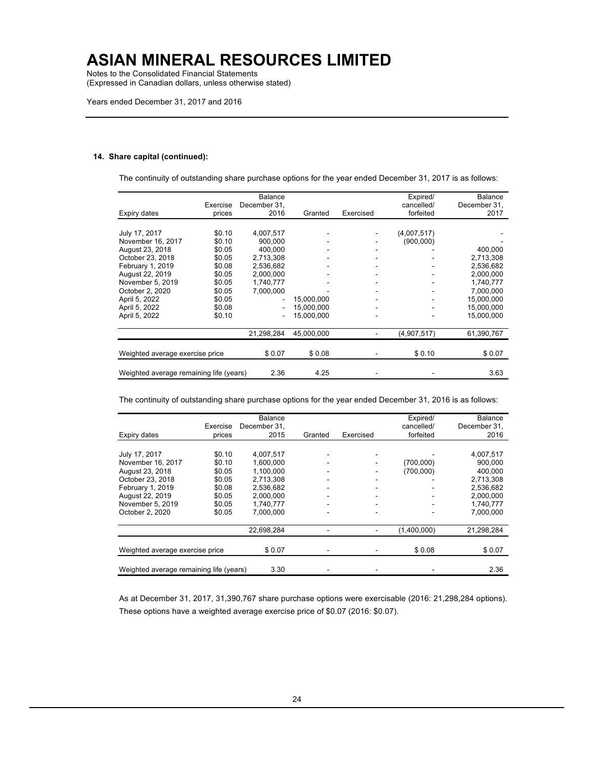# ASIAN MINERAL RESOURCES LIMITED

Notes to the Consolidated Financial Statements
(Expressed in Canadian dollars, unless otherwise stated)

Years ended December 31, 2017 and 2016

**14. Share capital (continued):**

The continuity of outstanding share purchase options for the year ended December 31, 2017 is as follows:

| Expiry dates | Exercise prices | Balance December 31, 2016 | Granted | Exercised | Expired/ cancelled/ forfeited | Balance December 31, 2017 |
|---|---|---|---|---|---|---|
| July 17, 2017 | $0.10 | 4,007,517 | - | - | (4,007,517) | - |
| November 16, 2017 | $0.10 | 900,000 | - | - | (900,000) | - |
| August 23, 2018 | $0.05 | 400,000 | - | - | - | 400,000 |
| October 23, 2018 | $0.05 | 2,713,308 | - | - | - | 2,713,308 |
| February 1, 2019 | $0.08 | 2,536,682 | - | - | - | 2,536,682 |
| August 22, 2019 | $0.05 | 2,000,000 | - | - | - | 2,000,000 |
| November 5, 2019 | $0.05 | 1,740,777 | - | - | - | 1,740,777 |
| October 2, 2020 | $0.05 | 7,000,000 | - | - | - | 7,000,000 |
| April 5, 2022 | $0.05 | - | 15,000,000 | - | - | 15,000,000 |
| April 5, 2022 | $0.08 | - | 15,000,000 | - | - | 15,000,000 |
| April 5, 2022 | $0.10 | - | 15,000,000 | - | - | 15,000,000 |
| | | 21,298,284 | 45,000,000 | - | (4,907,517) | 61,390,767 |
| Weighted average exercise price | | $ 0.07 | $ 0.08 | - | $ 0.10 | $ 0.07 |
| Weighted average remaining life (years) | | 2.36 | 4.25 | - | - | 3.63 |

The continuity of outstanding share purchase options for the year ended December 31, 2016 is as follows:

| Expiry dates | Exercise prices | Balance December 31, 2015 | Granted | Exercised | Expired/ cancelled/ forfeited | Balance December 31, 2016 |
|---|---|---|---|---|---|---|
| July 17, 2017 | $0.10 | 4,007,517 | - | - | - | 4,007,517 |
| November 16, 2017 | $0.10 | 1,600,000 | - | - | (700,000) | 900,000 |
| August 23, 2018 | $0.05 | 1,100,000 | - | - | (700,000) | 400,000 |
| October 23, 2018 | $0.05 | 2,713,308 | - | - | - | 2,713,308 |
| February 1, 2019 | $0.08 | 2,536,682 | - | - | - | 2,536,682 |
| August 22, 2019 | $0.05 | 2,000,000 | - | - | - | 2,000,000 |
| November 5, 2019 | $0.05 | 1,740,777 | - | - | - | 1,740,777 |
| October 2, 2020 | $0.05 | 7,000,000 | - | - | - | 7,000,000 |
| | | 22,698,284 | - | - | (1,400,000) | 21,298,284 |
| Weighted average exercise price | | $ 0.07 | - | - | $ 0.08 | $ 0.07 |
| Weighted average remaining life (years) | | 3.30 | - | - | - | 2.36 |

As at December 31, 2017, 31,390,767 share purchase options were exercisable (2016: 21,298,284 options). These options have a weighted average exercise price of $0.07 (2016: $0.07).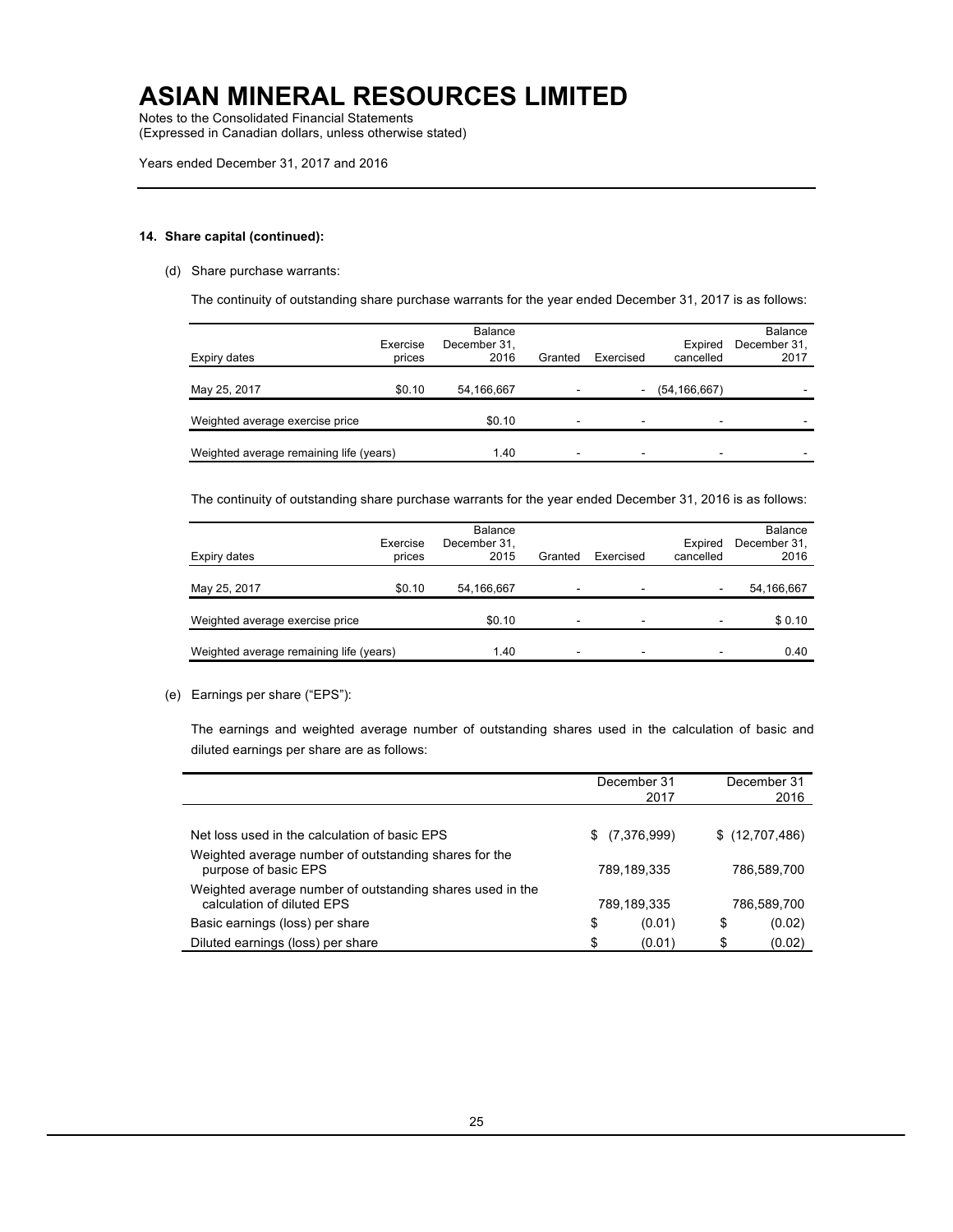# ASIAN MINERAL RESOURCES LIMITED

Notes to the Consolidated Financial Statements
(Expressed in Canadian dollars, unless otherwise stated)

Years ended December 31, 2017 and 2016

**14. Share capital (continued):**

(d) Share purchase warrants:

The continuity of outstanding share purchase warrants for the year ended December 31, 2017 is as follows:

| Expiry dates | Exercise prices | Balance December 31, 2016 | Granted | Exercised | Expired cancelled | Balance December 31, 2017 |
|---|---|---|---|---|---|---|
| May 25, 2017 | $0.10 | 54,166,667 | - | - | (54,166,667) | - |
| Weighted average exercise price | | $0.10 | - | - | - | - |
| Weighted average remaining life (years) | | 1.40 | - | - | - | - |

The continuity of outstanding share purchase warrants for the year ended December 31, 2016 is as follows:

| Expiry dates | Exercise prices | Balance December 31, 2015 | Granted | Exercised | Expired cancelled | Balance December 31, 2016 |
|---|---|---|---|---|---|---|
| May 25, 2017 | $0.10 | 54,166,667 | - | - | - | 54,166,667 |
| Weighted average exercise price | | $0.10 | - | - | - | $ 0.10 |
| Weighted average remaining life (years) | | 1.40 | - | - | - | 0.40 |

(e) Earnings per share ("EPS"):

The earnings and weighted average number of outstanding shares used in the calculation of basic and diluted earnings per share are as follows:

| | December 31 2017 | December 31 2016 |
|---|---|---|
| Net loss used in the calculation of basic EPS | $ (7,376,999) | $ (12,707,486) |
| Weighted average number of outstanding shares for the purpose of basic EPS | 789,189,335 | 786,589,700 |
| Weighted average number of outstanding shares used in the calculation of diluted EPS | 789,189,335 | 786,589,700 |
| Basic earnings (loss) per share | $ (0.01) | $ (0.02) |
| Diluted earnings (loss) per share | $ (0.01) | $ (0.02) |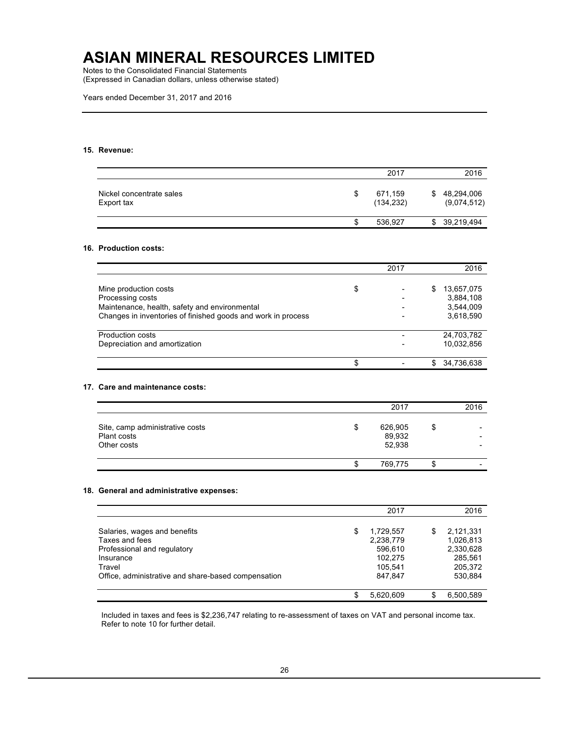# ASIAN MINERAL RESOURCES LIMITED

Notes to the Consolidated Financial Statements
(Expressed in Canadian dollars, unless otherwise stated)

Years ended December 31, 2017 and 2016

---

### 15. Revenue:

| | 2017 | 2016 |
|---|---|---|
| Nickel concentrate sales | $ 671,159 | $ 48,294,006 |
| Export tax | (134,232) | (9,074,512) |
| | $ 536,927 | $ 39,219,494 |

### 16. Production costs:

| | 2017 | 2016 |
|---|---|---|
| Mine production costs | $ - | $ 13,657,075 |
| Processing costs | - | 3,884,108 |
| Maintenance, health, safety and environmental | - | 3,544,009 |
| Changes in inventories of finished goods and work in process | - | 3,618,590 |
| Production costs | - | 24,703,782 |
| Depreciation and amortization | - | 10,032,856 |
| | $ - | $ 34,736,638 |

### 17. Care and maintenance costs:

| | 2017 | 2016 |
|---|---|---|
| Site, camp administrative costs | $ 626,905 | $ - |
| Plant costs | 89,932 | - |
| Other costs | 52,938 | - |
| | $ 769,775 | $ - |

### 18. General and administrative expenses:

| | 2017 | 2016 |
|---|---|---|
| Salaries, wages and benefits | $ 1,729,557 | $ 2,121,331 |
| Taxes and fees | 2,238,779 | 1,026,813 |
| Professional and regulatory | 596,610 | 2,330,628 |
| Insurance | 102,275 | 285,561 |
| Travel | 105,541 | 205,372 |
| Office, administrative and share-based compensation | 847,847 | 530,884 |
| | $ 5,620,609 | $ 6,500,589 |

Included in taxes and fees is $2,236,747 relating to re-assessment of taxes on VAT and personal income tax. Refer to note 10 for further detail.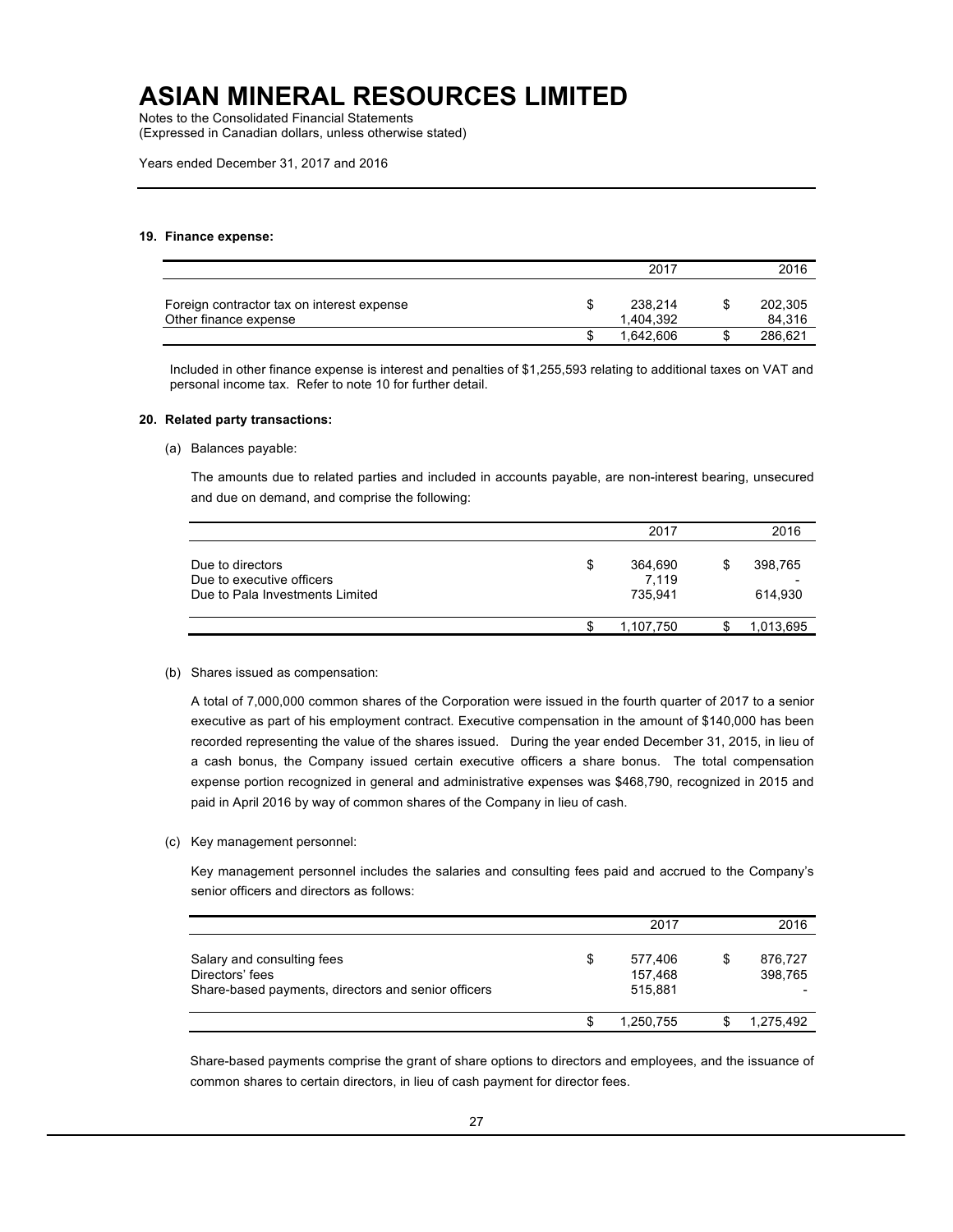**19. Finance expense:**

| | 2017 | 2016 |
|---|---|---|
| Foreign contractor tax on interest expense | $ 238,214 | $ 202,305 |
| Other finance expense | 1,404,392 | 84,316 |
| | $ 1,642,606 | $ 286,621 |

Included in other finance expense is interest and penalties of $1,255,593 relating to additional taxes on VAT and personal income tax. Refer to note 10 for further detail.

**20. Related party transactions:**

(a) Balances payable:

The amounts due to related parties and included in accounts payable, are non-interest bearing, unsecured and due on demand, and comprise the following:

| | 2017 | 2016 |
|---|---|---|
| Due to directors | $ 364,690 | $ 398,765 |
| Due to executive officers | 7,119 | - |
| Due to Pala Investments Limited | 735,941 | 614,930 |
| | $ 1,107,750 | $ 1,013,695 |

(b) Shares issued as compensation:

A total of 7,000,000 common shares of the Corporation were issued in the fourth quarter of 2017 to a senior executive as part of his employment contract. Executive compensation in the amount of $140,000 has been recorded representing the value of the shares issued. During the year ended December 31, 2015, in lieu of a cash bonus, the Company issued certain executive officers a share bonus. The total compensation expense portion recognized in general and administrative expenses was $468,790, recognized in 2015 and paid in April 2016 by way of common shares of the Company in lieu of cash.

(c) Key management personnel:

Key management personnel includes the salaries and consulting fees paid and accrued to the Company's senior officers and directors as follows:

| | 2017 | 2016 |
|---|---|---|
| Salary and consulting fees | $ 577,406 | $ 876,727 |
| Directors' fees | 157,468 | 398,765 |
| Share-based payments, directors and senior officers | 515,881 | - |
| | $ 1,250,755 | $ 1,275,492 |

Share-based payments comprise the grant of share options to directors and employees, and the issuance of common shares to certain directors, in lieu of cash payment for director fees.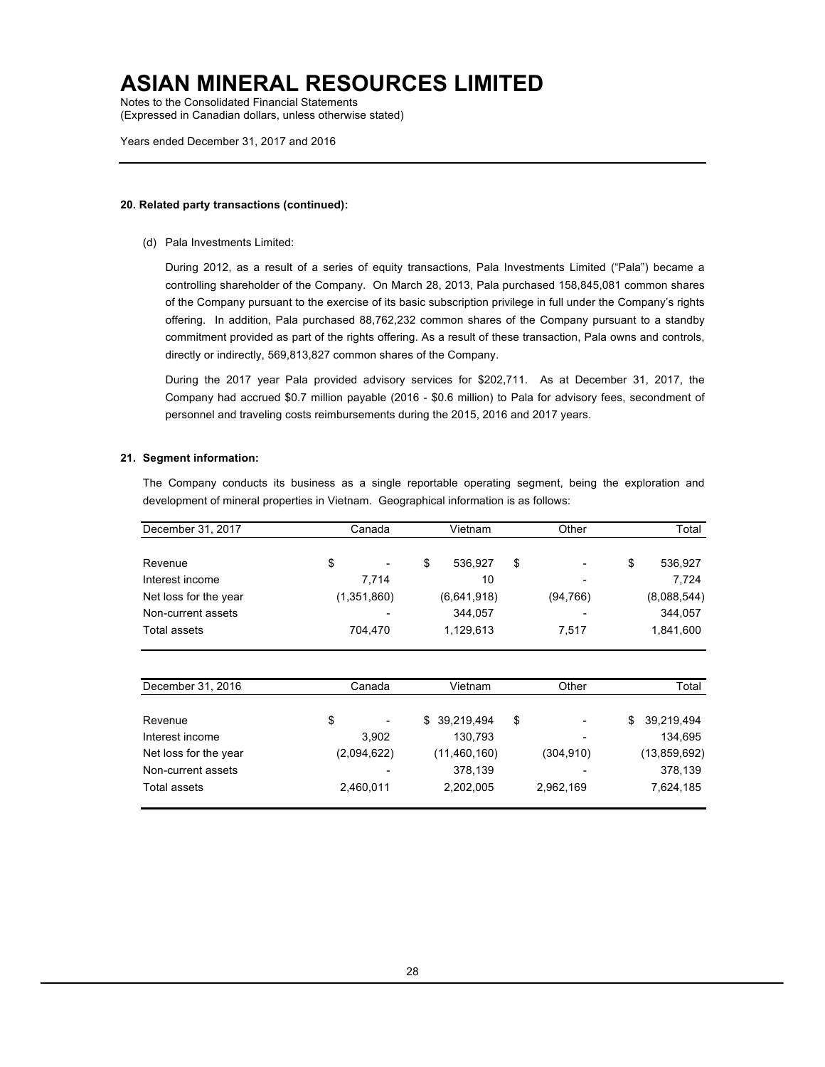#### 20. Related party transactions (continued):

(d) Pala Investments Limited:

During 2012, as a result of a series of equity transactions, Pala Investments Limited ("Pala") became a controlling shareholder of the Company. On March 28, 2013, Pala purchased 158,845,081 common shares of the Company pursuant to the exercise of its basic subscription privilege in full under the Company's rights offering. In addition, Pala purchased 88,762,232 common shares of the Company pursuant to a standby commitment provided as part of the rights offering. As a result of these transaction, Pala owns and controls, directly or indirectly, 569,813,827 common shares of the Company.

During the 2017 year Pala provided advisory services for $202,711. As at December 31, 2017, the Company had accrued $0.7 million payable (2016 - $0.6 million) to Pala for advisory fees, secondment of personnel and traveling costs reimbursements during the 2015, 2016 and 2017 years.

#### 21. Segment information:

The Company conducts its business as a single reportable operating segment, being the exploration and development of mineral properties in Vietnam. Geographical information is as follows:

| December 31, 2017 | Canada | Vietnam | Other | Total |
|---|---|---|---|---|
| Revenue | $ - | $ 536,927 | $ - | $ 536,927 |
| Interest income | 7,714 | 10 | - | 7,724 |
| Net loss for the year | (1,351,860) | (6,641,918) | (94,766) | (8,088,544) |
| Non-current assets | - | 344,057 | - | 344,057 |
| Total assets | 704,470 | 1,129,613 | 7,517 | 1,841,600 |

| December 31, 2016 | Canada | Vietnam | Other | Total |
|---|---|---|---|---|
| Revenue | $ - | $ 39,219,494 | $ - | $ 39,219,494 |
| Interest income | 3,902 | 130,793 | - | 134,695 |
| Net loss for the year | (2,094,622) | (11,460,160) | (304,910) | (13,859,692) |
| Non-current assets | - | 378,139 | - | 378,139 |
| Total assets | 2,460,011 | 2,202,005 | 2,962,169 | 7,624,185 |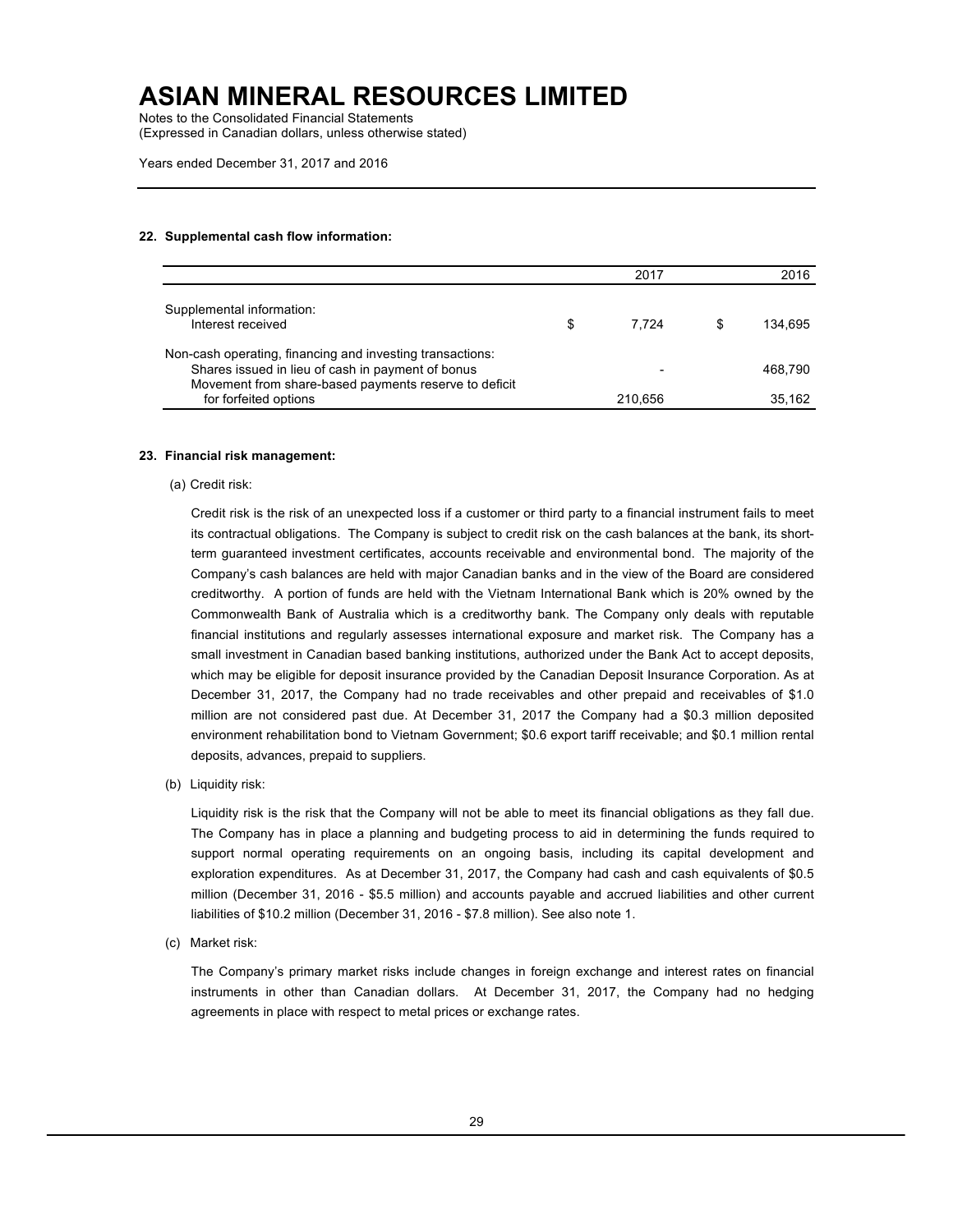## 22. Supplemental cash flow information:

| | 2017 | 2016 |
|---|---|---|
| Supplemental information: | | |
| Interest received | $ 7,724 | $ 134,695 |
| Non-cash operating, financing and investing transactions: | | |
| Shares issued in lieu of cash in payment of bonus | - | 468,790 |
| Movement from share-based payments reserve to deficit for forfeited options | 210,656 | 35,162 |

## 23. Financial risk management:

(a) Credit risk:

Credit risk is the risk of an unexpected loss if a customer or third party to a financial instrument fails to meet its contractual obligations. The Company is subject to credit risk on the cash balances at the bank, its short-term guaranteed investment certificates, accounts receivable and environmental bond. The majority of the Company's cash balances are held with major Canadian banks and in the view of the Board are considered creditworthy. A portion of funds are held with the Vietnam International Bank which is 20% owned by the Commonwealth Bank of Australia which is a creditworthy bank. The Company only deals with reputable financial institutions and regularly assesses international exposure and market risk. The Company has a small investment in Canadian based banking institutions, authorized under the Bank Act to accept deposits, which may be eligible for deposit insurance provided by the Canadian Deposit Insurance Corporation. As at December 31, 2017, the Company had no trade receivables and other prepaid and receivables of $1.0 million are not considered past due. At December 31, 2017 the Company had a $0.3 million deposited environment rehabilitation bond to Vietnam Government; $0.6 export tariff receivable; and $0.1 million rental deposits, advances, prepaid to suppliers.

(b) Liquidity risk:

Liquidity risk is the risk that the Company will not be able to meet its financial obligations as they fall due. The Company has in place a planning and budgeting process to aid in determining the funds required to support normal operating requirements on an ongoing basis, including its capital development and exploration expenditures. As at December 31, 2017, the Company had cash and cash equivalents of $0.5 million (December 31, 2016 - $5.5 million) and accounts payable and accrued liabilities and other current liabilities of $10.2 million (December 31, 2016 - $7.8 million). See also note 1.

(c) Market risk:

The Company's primary market risks include changes in foreign exchange and interest rates on financial instruments in other than Canadian dollars. At December 31, 2017, the Company had no hedging agreements in place with respect to metal prices or exchange rates.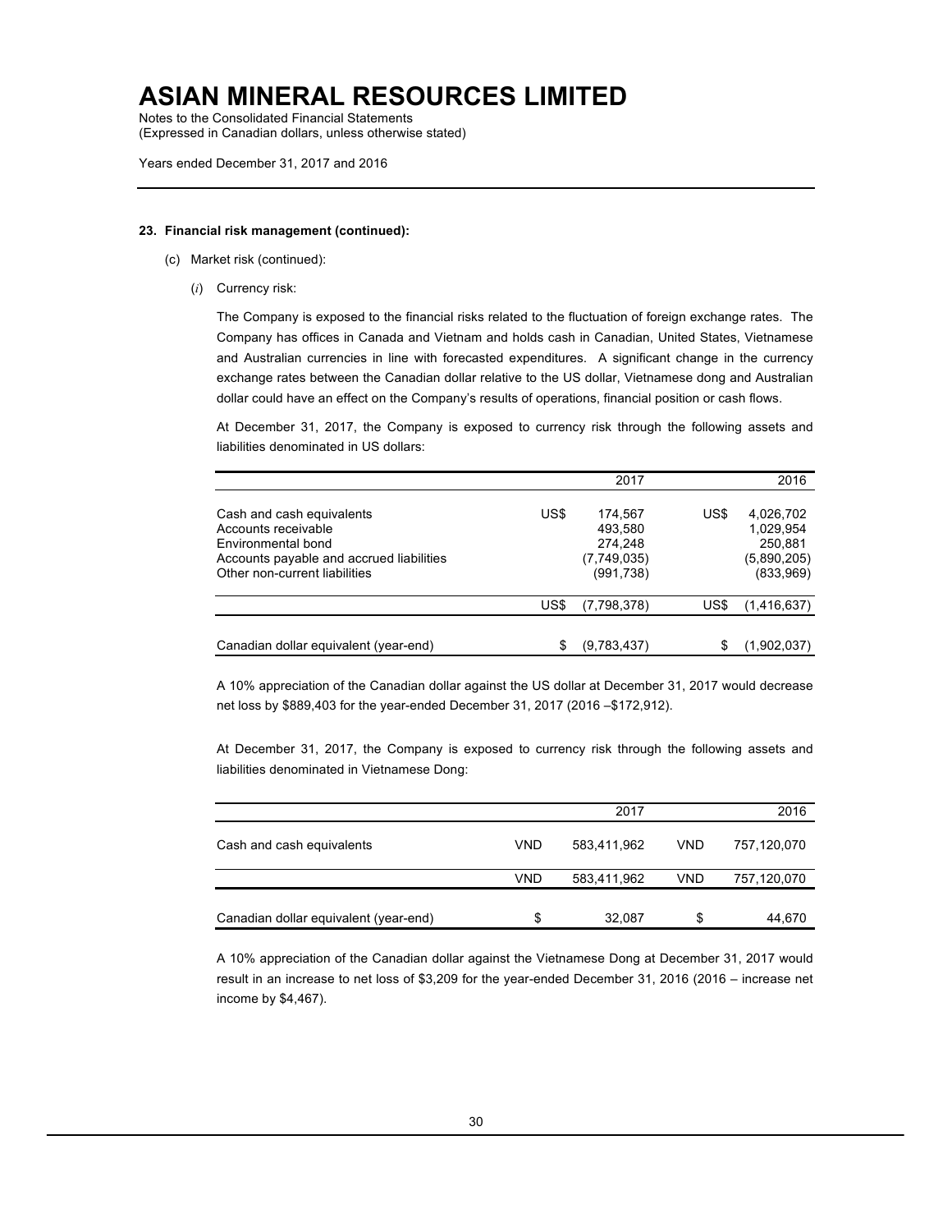# ASIAN MINERAL RESOURCES LIMITED

Notes to the Consolidated Financial Statements
(Expressed in Canadian dollars, unless otherwise stated)

Years ended December 31, 2017 and 2016

**23. Financial risk management (continued):**

(c) Market risk (continued):

(*i*) Currency risk:

The Company is exposed to the financial risks related to the fluctuation of foreign exchange rates. The Company has offices in Canada and Vietnam and holds cash in Canadian, United States, Vietnamese and Australian currencies in line with forecasted expenditures. A significant change in the currency exchange rates between the Canadian dollar relative to the US dollar, Vietnamese dong and Australian dollar could have an effect on the Company's results of operations, financial position or cash flows.

At December 31, 2017, the Company is exposed to currency risk through the following assets and liabilities denominated in US dollars:

| | | 2017 | | 2016 |
|---|---|---|---|---|
| Cash and cash equivalents | US$ | 174,567 | US$ | 4,026,702 |
| Accounts receivable | | 493,580 | | 1,029,954 |
| Environmental bond | | 274,248 | | 250,881 |
| Accounts payable and accrued liabilities | | (7,749,035) | | (5,890,205) |
| Other non-current liabilities | | (991,738) | | (833,969) |
| | US$ | (7,798,378) | US$ | (1,416,637) |
| Canadian dollar equivalent (year-end) | $ | (9,783,437) | $ | (1,902,037) |

A 10% appreciation of the Canadian dollar against the US dollar at December 31, 2017 would decrease net loss by $889,403 for the year-ended December 31, 2017 (2016 –$172,912).

At December 31, 2017, the Company is exposed to currency risk through the following assets and liabilities denominated in Vietnamese Dong:

| | | 2017 | | 2016 |
|---|---|---|---|---|
| Cash and cash equivalents | VND | 583,411,962 | VND | 757,120,070 |
| | VND | 583,411,962 | VND | 757,120,070 |
| Canadian dollar equivalent (year-end) | $ | 32,087 | $ | 44,670 |

A 10% appreciation of the Canadian dollar against the Vietnamese Dong at December 31, 2017 would result in an increase to net loss of $3,209 for the year-ended December 31, 2016 (2016 – increase net income by $4,467).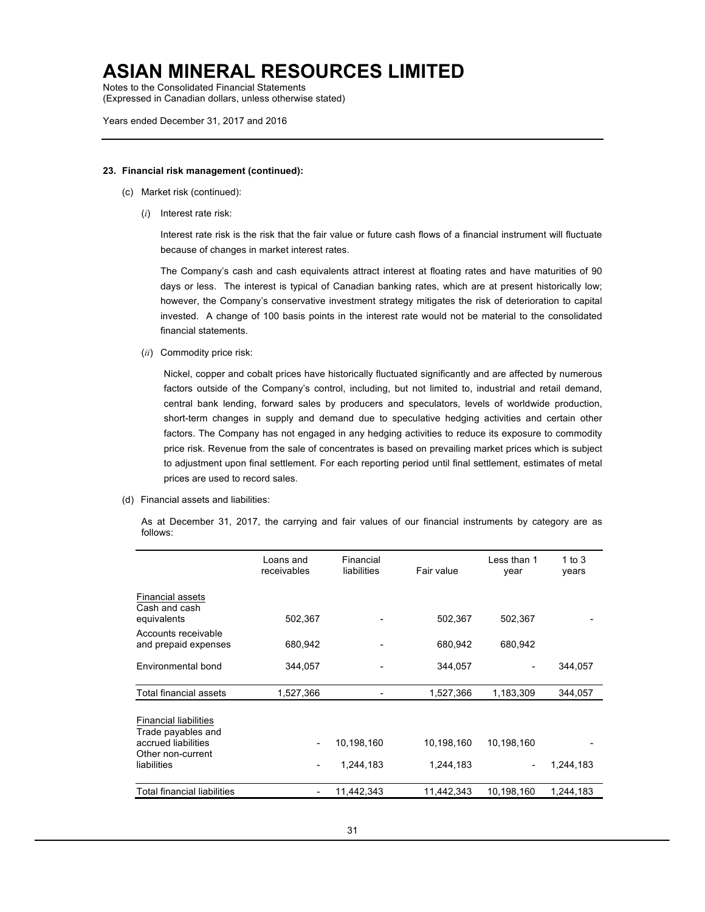**23. Financial risk management (continued):**

(c) Market risk (continued):

(*i*) Interest rate risk:

Interest rate risk is the risk that the fair value or future cash flows of a financial instrument will fluctuate because of changes in market interest rates.

The Company's cash and cash equivalents attract interest at floating rates and have maturities of 90 days or less. The interest is typical of Canadian banking rates, which are at present historically low; however, the Company's conservative investment strategy mitigates the risk of deterioration to capital invested. A change of 100 basis points in the interest rate would not be material to the consolidated financial statements.

(*ii*) Commodity price risk:

Nickel, copper and cobalt prices have historically fluctuated significantly and are affected by numerous factors outside of the Company's control, including, but not limited to, industrial and retail demand, central bank lending, forward sales by producers and speculators, levels of worldwide production, short-term changes in supply and demand due to speculative hedging activities and certain other factors. The Company has not engaged in any hedging activities to reduce its exposure to commodity price risk. Revenue from the sale of concentrates is based on prevailing market prices which is subject to adjustment upon final settlement. For each reporting period until final settlement, estimates of metal prices are used to record sales.

(d) Financial assets and liabilities:

As at December 31, 2017, the carrying and fair values of our financial instruments by category are as follows:

| | Loans and receivables | Financial liabilities | Fair value | Less than 1 year | 1 to 3 years |
|---|---|---|---|---|---|
| Financial assets | | | | | |
| Cash and cash equivalents | 502,367 | - | 502,367 | 502,367 | - |
| Accounts receivable and prepaid expenses | 680,942 | - | 680,942 | 680,942 | |
| Environmental bond | 344,057 | - | 344,057 | - | 344,057 |
| Total financial assets | 1,527,366 | - | 1,527,366 | 1,183,309 | 344,057 |
| Financial liabilities | | | | | |
| Trade payables and accrued liabilities | - | 10,198,160 | 10,198,160 | 10,198,160 | - |
| Other non-current liabilities | - | 1,244,183 | 1,244,183 | - | 1,244,183 |
| Total financial liabilities | - | 11,442,343 | 11,442,343 | 10,198,160 | 1,244,183 |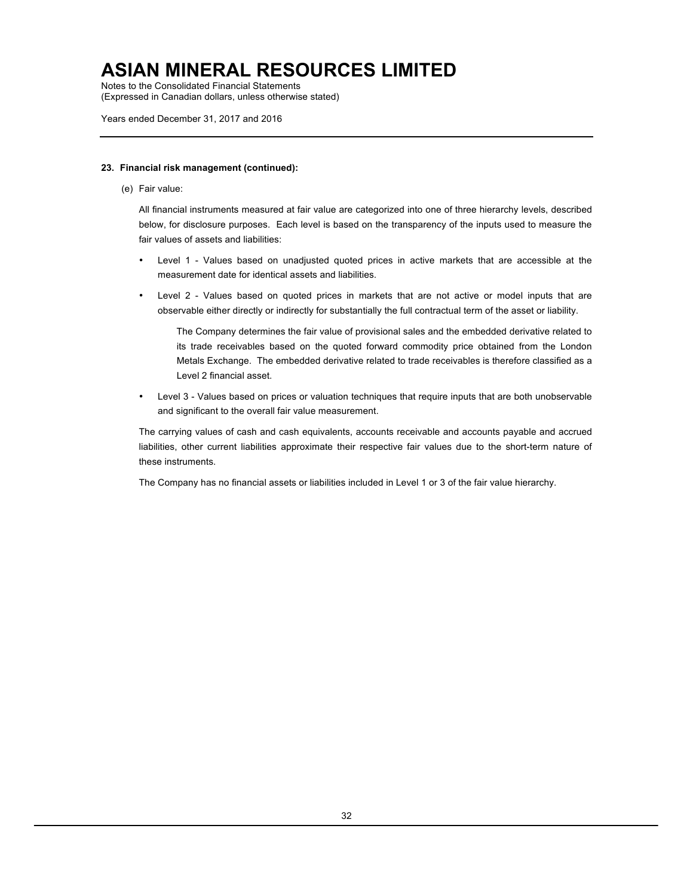# ASIAN MINERAL RESOURCES LIMITED

Notes to the Consolidated Financial Statements
(Expressed in Canadian dollars, unless otherwise stated)

Years ended December 31, 2017 and 2016

**23. Financial risk management (continued):**

(e) Fair value:

All financial instruments measured at fair value are categorized into one of three hierarchy levels, described below, for disclosure purposes. Each level is based on the transparency of the inputs used to measure the fair values of assets and liabilities:

- Level 1 - Values based on unadjusted quoted prices in active markets that are accessible at the measurement date for identical assets and liabilities.
- Level 2 - Values based on quoted prices in markets that are not active or model inputs that are observable either directly or indirectly for substantially the full contractual term of the asset or liability.

  The Company determines the fair value of provisional sales and the embedded derivative related to its trade receivables based on the quoted forward commodity price obtained from the London Metals Exchange. The embedded derivative related to trade receivables is therefore classified as a Level 2 financial asset.

- Level 3 - Values based on prices or valuation techniques that require inputs that are both unobservable and significant to the overall fair value measurement.

The carrying values of cash and cash equivalents, accounts receivable and accounts payable and accrued liabilities, other current liabilities approximate their respective fair values due to the short-term nature of these instruments.

The Company has no financial assets or liabilities included in Level 1 or 3 of the fair value hierarchy.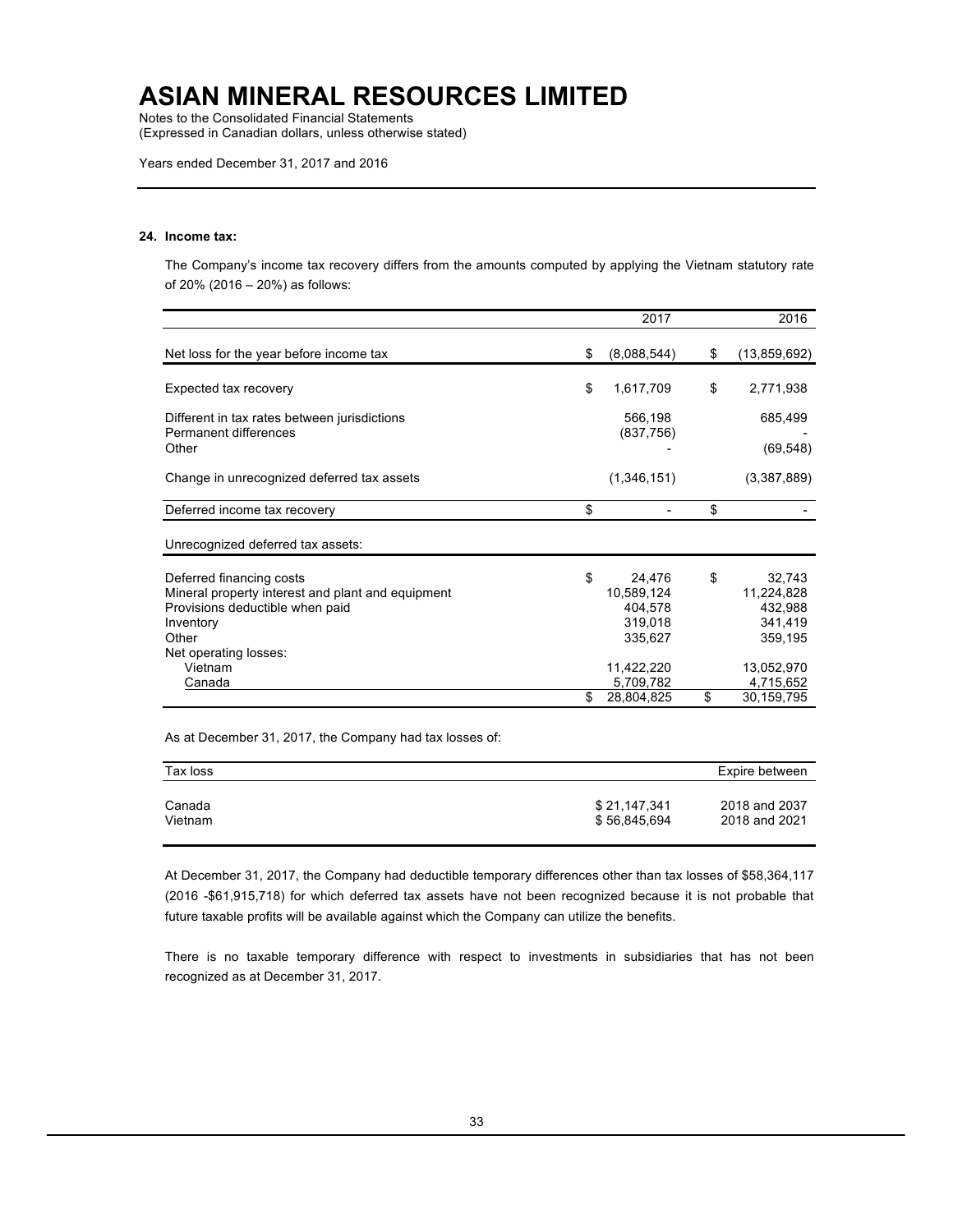# ASIAN MINERAL RESOURCES LIMITED

Notes to the Consolidated Financial Statements
(Expressed in Canadian dollars, unless otherwise stated)

Years ended December 31, 2017 and 2016

**24. Income tax:**

The Company's income tax recovery differs from the amounts computed by applying the Vietnam statutory rate of 20% (2016 – 20%) as follows:

| | 2017 | 2016 |
|---|---|---|
| Net loss for the year before income tax | $ (8,088,544) | $ (13,859,692) |
| Expected tax recovery | $ 1,617,709 | $ 2,771,938 |
| Different in tax rates between jurisdictions | 566,198 | 685,499 |
| Permanent differences | (837,756) | - |
| Other | - | (69,548) |
| Change in unrecognized deferred tax assets | (1,346,151) | (3,387,889) |
| Deferred income tax recovery | $ - | $ - |
| Unrecognized deferred tax assets: | | |
| Deferred financing costs | $ 24,476 | $ 32,743 |
| Mineral property interest and plant and equipment | 10,589,124 | 11,224,828 |
| Provisions deductible when paid | 404,578 | 432,988 |
| Inventory | 319,018 | 341,419 |
| Other | 335,627 | 359,195 |
| Net operating losses: | | |
| Vietnam | 11,422,220 | 13,052,970 |
| Canada | 5,709,782 | 4,715,652 |
| | $ 28,804,825 | $ 30,159,795 |

As at December 31, 2017, the Company had tax losses of:

| Tax loss | | Expire between |
|---|---|---|
| Canada | $ 21,147,341 | 2018 and 2037 |
| Vietnam | $ 56,845,694 | 2018 and 2021 |

At December 31, 2017, the Company had deductible temporary differences other than tax losses of $58,364,117 (2016 -$61,915,718) for which deferred tax assets have not been recognized because it is not probable that future taxable profits will be available against which the Company can utilize the benefits.

There is no taxable temporary difference with respect to investments in subsidiaries that has not been recognized as at December 31, 2017.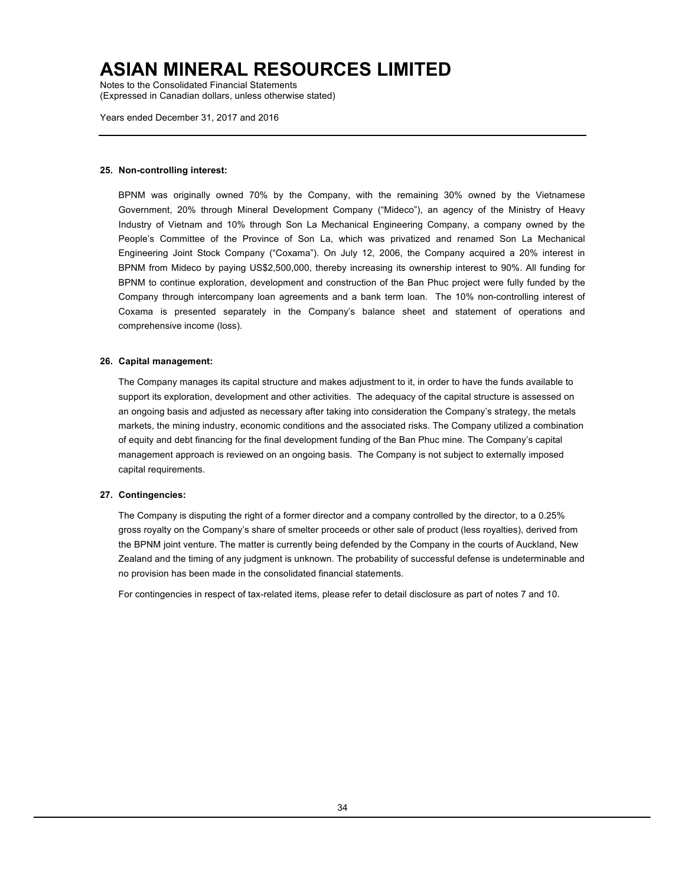**25. Non-controlling interest:**

BPNM was originally owned 70% by the Company, with the remaining 30% owned by the Vietnamese Government, 20% through Mineral Development Company ("Mideco"), an agency of the Ministry of Heavy Industry of Vietnam and 10% through Son La Mechanical Engineering Company, a company owned by the People's Committee of the Province of Son La, which was privatized and renamed Son La Mechanical Engineering Joint Stock Company ("Coxama"). On July 12, 2006, the Company acquired a 20% interest in BPNM from Mideco by paying US$2,500,000, thereby increasing its ownership interest to 90%. All funding for BPNM to continue exploration, development and construction of the Ban Phuc project were fully funded by the Company through intercompany loan agreements and a bank term loan. The 10% non-controlling interest of Coxama is presented separately in the Company's balance sheet and statement of operations and comprehensive income (loss).

**26. Capital management:**

The Company manages its capital structure and makes adjustment to it, in order to have the funds available to support its exploration, development and other activities. The adequacy of the capital structure is assessed on an ongoing basis and adjusted as necessary after taking into consideration the Company's strategy, the metals markets, the mining industry, economic conditions and the associated risks. The Company utilized a combination of equity and debt financing for the final development funding of the Ban Phuc mine. The Company's capital management approach is reviewed on an ongoing basis. The Company is not subject to externally imposed capital requirements.

**27. Contingencies:**

The Company is disputing the right of a former director and a company controlled by the director, to a 0.25% gross royalty on the Company's share of smelter proceeds or other sale of product (less royalties), derived from the BPNM joint venture. The matter is currently being defended by the Company in the courts of Auckland, New Zealand and the timing of any judgment is unknown. The probability of successful defense is undeterminable and no provision has been made in the consolidated financial statements.

For contingencies in respect of tax-related items, please refer to detail disclosure as part of notes 7 and 10.